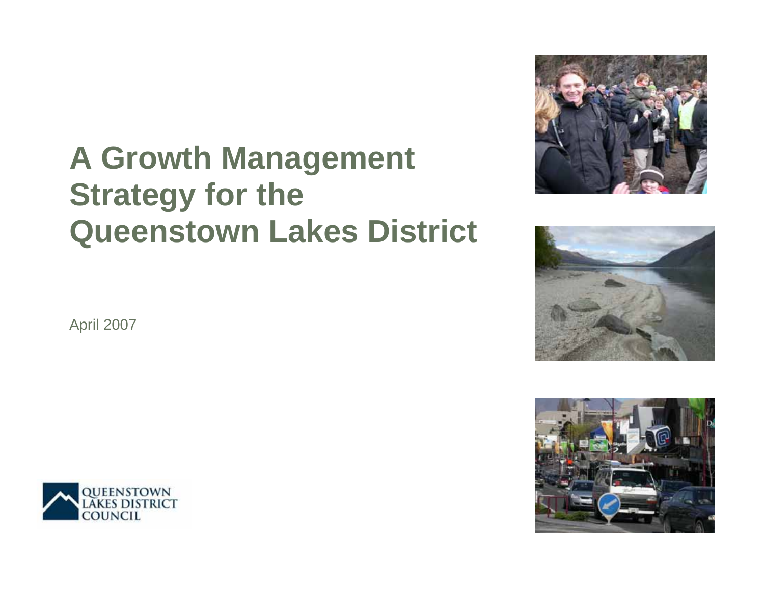# A Growth Management Strategy for the Queenstown Lakes District

April 2007

QUEENSTOWN LAKES DISTRICT COUNCIL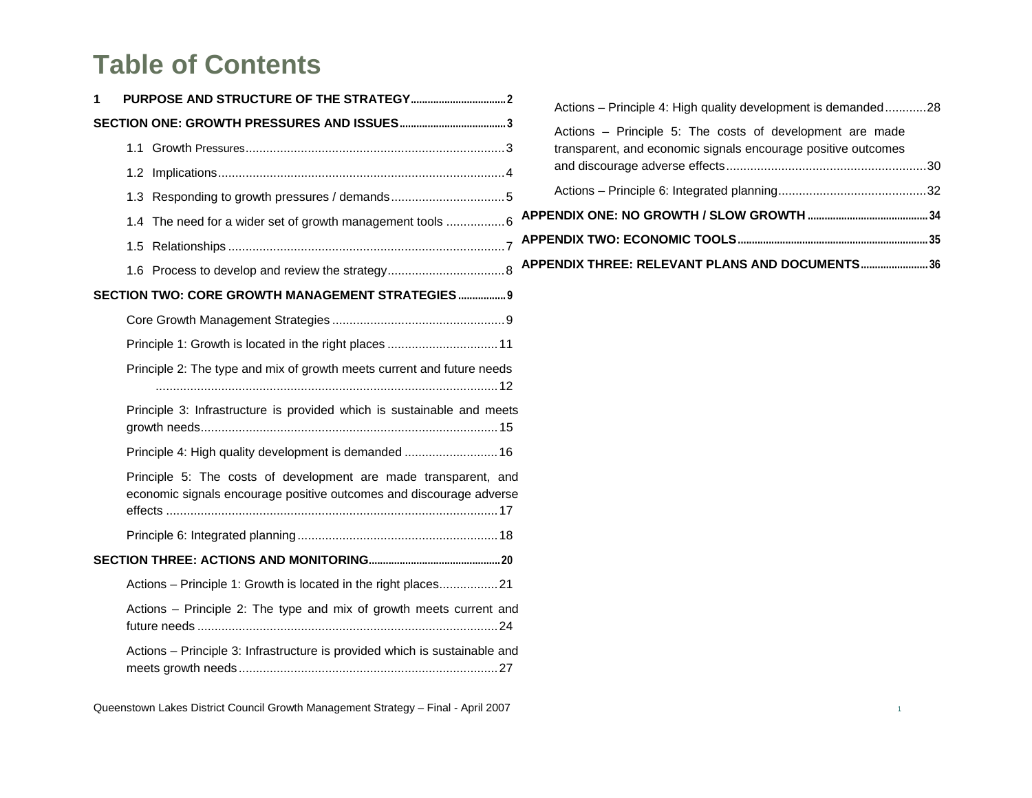# Table of Contents

1 PURPOSE AND STRUCTURE OF THE STRATEGY ..... 2

SECTION ONE: GROWTH PRESSURES AND ISSUES ..... 3

- 1.1 Growth Pressures ..... 3
- 1.2 Implications ..... 4
- 1.3 Responding to growth pressures / demands ..... 5
- 1.4 The need for a wider set of growth management tools ..... 6
- 1.5 Relationships ..... 7
- 1.6 Process to develop and review the strategy ..... 8

SECTION TWO: CORE GROWTH MANAGEMENT STRATEGIES ..... 9

- Core Growth Management Strategies ..... 9
- Principle 1: Growth is located in the right places ..... 11
- Principle 2: The type and mix of growth meets current and future needs ..... 12
- Principle 3: Infrastructure is provided which is sustainable and meets growth needs ..... 15
- Principle 4: High quality development is demanded ..... 16
- Principle 5: The costs of development are made transparent, and economic signals encourage positive outcomes and discourage adverse effects ..... 17
- Principle 6: Integrated planning ..... 18

SECTION THREE: ACTIONS AND MONITORING ..... 20

- Actions – Principle 1: Growth is located in the right places ..... 21
- Actions – Principle 2: The type and mix of growth meets current and future needs ..... 24
- Actions – Principle 3: Infrastructure is provided which is sustainable and meets growth needs ..... 27
- Actions – Principle 4: High quality development is demanded ..... 28
- Actions – Principle 5: The costs of development are made transparent, and economic signals encourage positive outcomes and discourage adverse effects ..... 30
- Actions – Principle 6: Integrated planning ..... 32

APPENDIX ONE: NO GROWTH / SLOW GROWTH ..... 34

APPENDIX TWO: ECONOMIC TOOLS ..... 35

APPENDIX THREE: RELEVANT PLANS AND DOCUMENTS ..... 36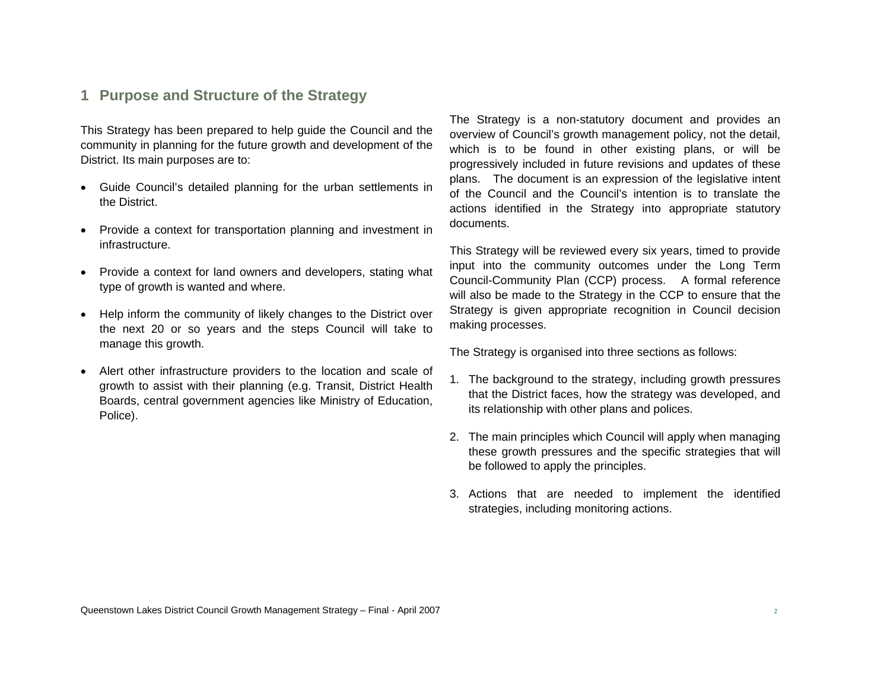# 1 Purpose and Structure of the Strategy

This Strategy has been prepared to help guide the Council and the community in planning for the future growth and development of the District. Its main purposes are to:

- Guide Council's detailed planning for the urban settlements in the District.
- Provide a context for transportation planning and investment in infrastructure.
- Provide a context for land owners and developers, stating what type of growth is wanted and where.
- Help inform the community of likely changes to the District over the next 20 or so years and the steps Council will take to manage this growth.
- Alert other infrastructure providers to the location and scale of growth to assist with their planning (e.g. Transit, District Health Boards, central government agencies like Ministry of Education, Police).

The Strategy is a non-statutory document and provides an overview of Council's growth management policy, not the detail, which is to be found in other existing plans, or will be progressively included in future revisions and updates of these plans. The document is an expression of the legislative intent of the Council and the Council's intention is to translate the actions identified in the Strategy into appropriate statutory documents.

This Strategy will be reviewed every six years, timed to provide input into the community outcomes under the Long Term Council-Community Plan (CCP) process. A formal reference will also be made to the Strategy in the CCP to ensure that the Strategy is given appropriate recognition in Council decision making processes.

The Strategy is organised into three sections as follows:

1. The background to the strategy, including growth pressures that the District faces, how the strategy was developed, and its relationship with other plans and polices.
2. The main principles which Council will apply when managing these growth pressures and the specific strategies that will be followed to apply the principles.
3. Actions that are needed to implement the identified strategies, including monitoring actions.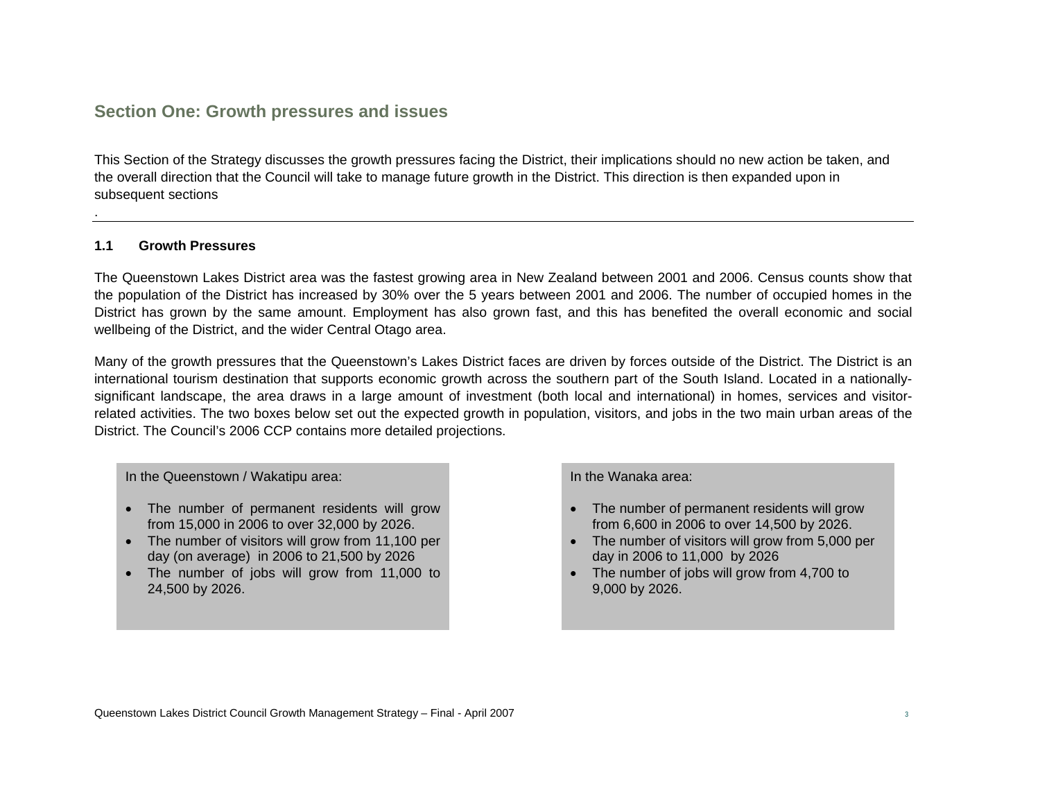## Section One: Growth pressures and issues

This Section of the Strategy discusses the growth pressures facing the District, their implications should no new action be taken, and the overall direction that the Council will take to manage future growth in the District. This direction is then expanded upon in subsequent sections
.

---

### 1.1 Growth Pressures

The Queenstown Lakes District area was the fastest growing area in New Zealand between 2001 and 2006. Census counts show that the population of the District has increased by 30% over the 5 years between 2001 and 2006. The number of occupied homes in the District has grown by the same amount. Employment has also grown fast, and this has benefited the overall economic and social wellbeing of the District, and the wider Central Otago area.

Many of the growth pressures that the Queenstown's Lakes District faces are driven by forces outside of the District. The District is an international tourism destination that supports economic growth across the southern part of the South Island. Located in a nationally-significant landscape, the area draws in a large amount of investment (both local and international) in homes, services and visitor-related activities. The two boxes below set out the expected growth in population, visitors, and jobs in the two main urban areas of the District. The Council's 2006 CCP contains more detailed projections.

In the Queenstown / Wakatipu area:

- The number of permanent residents will grow from 15,000 in 2006 to over 32,000 by 2026.
- The number of visitors will grow from 11,100 per day (on average) in 2006 to 21,500 by 2026
- The number of jobs will grow from 11,000 to 24,500 by 2026.

In the Wanaka area:

- The number of permanent residents will grow from 6,600 in 2006 to over 14,500 by 2026.
- The number of visitors will grow from 5,000 per day in 2006 to 11,000 by 2026
- The number of jobs will grow from 4,700 to 9,000 by 2026.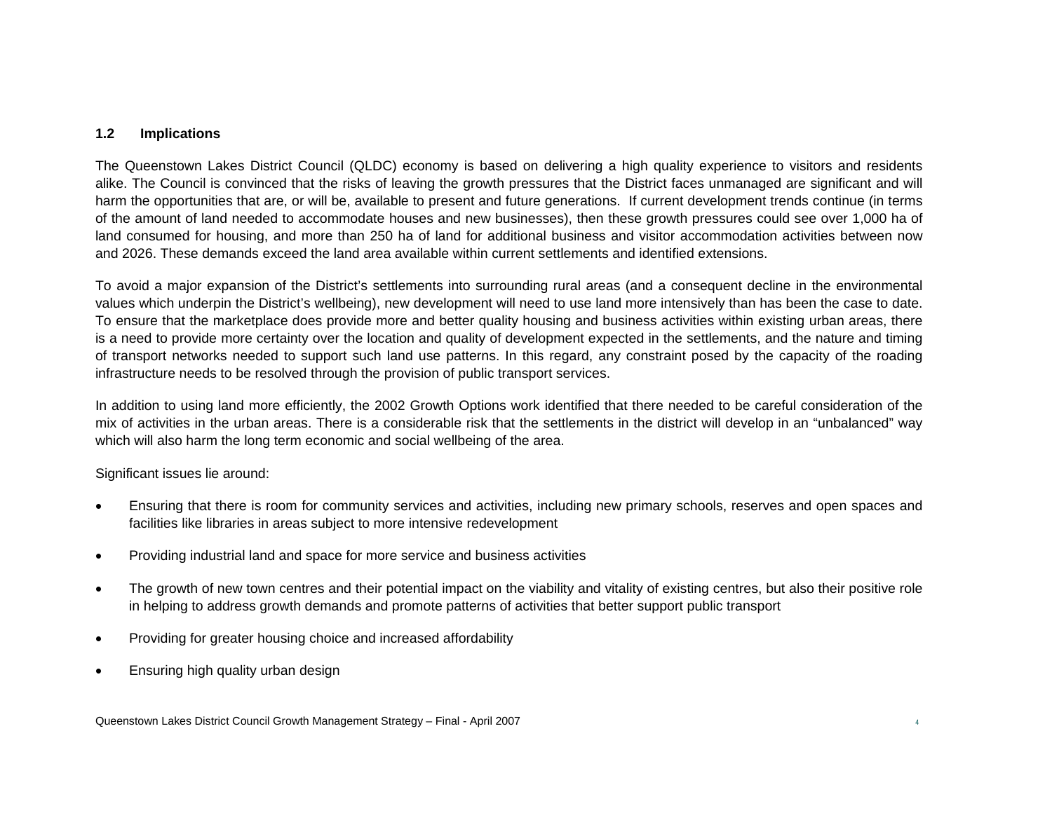### 1.2 Implications

The Queenstown Lakes District Council (QLDC) economy is based on delivering a high quality experience to visitors and residents alike. The Council is convinced that the risks of leaving the growth pressures that the District faces unmanaged are significant and will harm the opportunities that are, or will be, available to present and future generations. If current development trends continue (in terms of the amount of land needed to accommodate houses and new businesses), then these growth pressures could see over 1,000 ha of land consumed for housing, and more than 250 ha of land for additional business and visitor accommodation activities between now and 2026. These demands exceed the land area available within current settlements and identified extensions.

To avoid a major expansion of the District's settlements into surrounding rural areas (and a consequent decline in the environmental values which underpin the District's wellbeing), new development will need to use land more intensively than has been the case to date. To ensure that the marketplace does provide more and better quality housing and business activities within existing urban areas, there is a need to provide more certainty over the location and quality of development expected in the settlements, and the nature and timing of transport networks needed to support such land use patterns. In this regard, any constraint posed by the capacity of the roading infrastructure needs to be resolved through the provision of public transport services.

In addition to using land more efficiently, the 2002 Growth Options work identified that there needed to be careful consideration of the mix of activities in the urban areas. There is a considerable risk that the settlements in the district will develop in an "unbalanced" way which will also harm the long term economic and social wellbeing of the area.

Significant issues lie around:

- Ensuring that there is room for community services and activities, including new primary schools, reserves and open spaces and facilities like libraries in areas subject to more intensive redevelopment
- Providing industrial land and space for more service and business activities
- The growth of new town centres and their potential impact on the viability and vitality of existing centres, but also their positive role in helping to address growth demands and promote patterns of activities that better support public transport
- Providing for greater housing choice and increased affordability
- Ensuring high quality urban design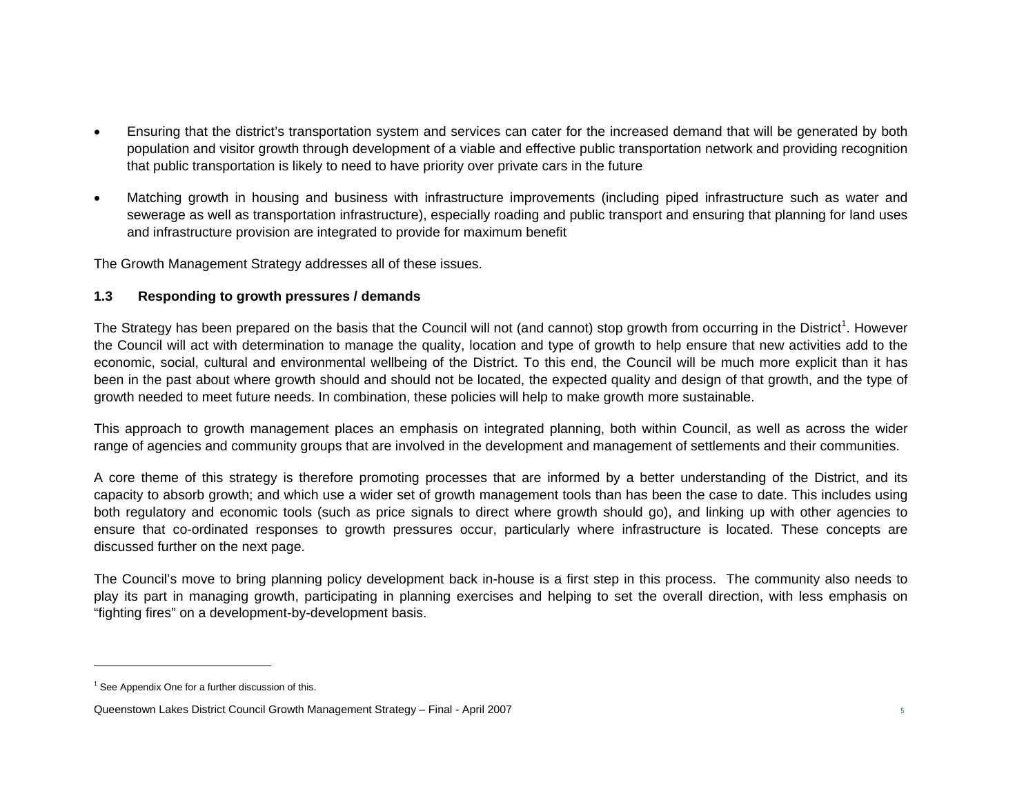- Ensuring that the district's transportation system and services can cater for the increased demand that will be generated by both population and visitor growth through development of a viable and effective public transportation network and providing recognition that public transportation is likely to need to have priority over private cars in the future

- Matching growth in housing and business with infrastructure improvements (including piped infrastructure such as water and sewerage as well as transportation infrastructure), especially roading and public transport and ensuring that planning for land uses and infrastructure provision are integrated to provide for maximum benefit

The Growth Management Strategy addresses all of these issues.

### 1.3 Responding to growth pressures / demands

The Strategy has been prepared on the basis that the Council will not (and cannot) stop growth from occurring in the District[1]. However the Council will act with determination to manage the quality, location and type of growth to help ensure that new activities add to the economic, social, cultural and environmental wellbeing of the District. To this end, the Council will be much more explicit than it has been in the past about where growth should and should not be located, the expected quality and design of that growth, and the type of growth needed to meet future needs. In combination, these policies will help to make growth more sustainable.

This approach to growth management places an emphasis on integrated planning, both within Council, as well as across the wider range of agencies and community groups that are involved in the development and management of settlements and their communities.

A core theme of this strategy is therefore promoting processes that are informed by a better understanding of the District, and its capacity to absorb growth; and which use a wider set of growth management tools than has been the case to date. This includes using both regulatory and economic tools (such as price signals to direct where growth should go), and linking up with other agencies to ensure that co-ordinated responses to growth pressures occur, particularly where infrastructure is located. These concepts are discussed further on the next page.

The Council's move to bring planning policy development back in-house is a first step in this process. The community also needs to play its part in managing growth, participating in planning exercises and helping to set the overall direction, with less emphasis on "fighting fires" on a development-by-development basis.

---

[1] See Appendix One for a further discussion of this.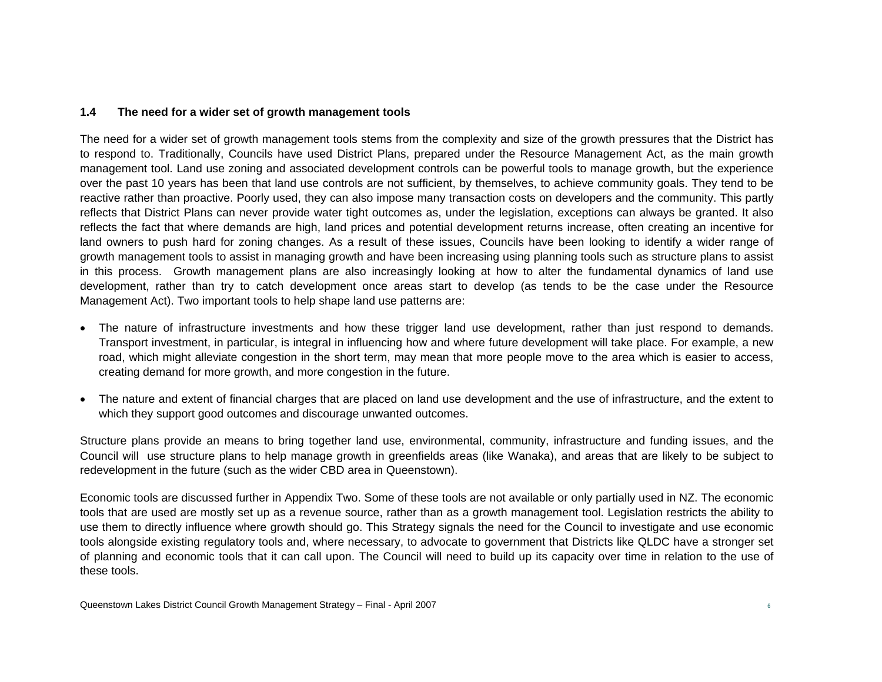### 1.4 The need for a wider set of growth management tools

The need for a wider set of growth management tools stems from the complexity and size of the growth pressures that the District has to respond to. Traditionally, Councils have used District Plans, prepared under the Resource Management Act, as the main growth management tool. Land use zoning and associated development controls can be powerful tools to manage growth, but the experience over the past 10 years has been that land use controls are not sufficient, by themselves, to achieve community goals. They tend to be reactive rather than proactive. Poorly used, they can also impose many transaction costs on developers and the community. This partly reflects that District Plans can never provide water tight outcomes as, under the legislation, exceptions can always be granted. It also reflects the fact that where demands are high, land prices and potential development returns increase, often creating an incentive for land owners to push hard for zoning changes. As a result of these issues, Councils have been looking to identify a wider range of growth management tools to assist in managing growth and have been increasing using planning tools such as structure plans to assist in this process. Growth management plans are also increasingly looking at how to alter the fundamental dynamics of land use development, rather than try to catch development once areas start to develop (as tends to be the case under the Resource Management Act). Two important tools to help shape land use patterns are:

- The nature of infrastructure investments and how these trigger land use development, rather than just respond to demands. Transport investment, in particular, is integral in influencing how and where future development will take place. For example, a new road, which might alleviate congestion in the short term, may mean that more people move to the area which is easier to access, creating demand for more growth, and more congestion in the future.

- The nature and extent of financial charges that are placed on land use development and the use of infrastructure, and the extent to which they support good outcomes and discourage unwanted outcomes.

Structure plans provide an means to bring together land use, environmental, community, infrastructure and funding issues, and the Council will use structure plans to help manage growth in greenfields areas (like Wanaka), and areas that are likely to be subject to redevelopment in the future (such as the wider CBD area in Queenstown).

Economic tools are discussed further in Appendix Two. Some of these tools are not available or only partially used in NZ. The economic tools that are used are mostly set up as a revenue source, rather than as a growth management tool. Legislation restricts the ability to use them to directly influence where growth should go. This Strategy signals the need for the Council to investigate and use economic tools alongside existing regulatory tools and, where necessary, to advocate to government that Districts like QLDC have a stronger set of planning and economic tools that it can call upon. The Council will need to build up its capacity over time in relation to the use of these tools.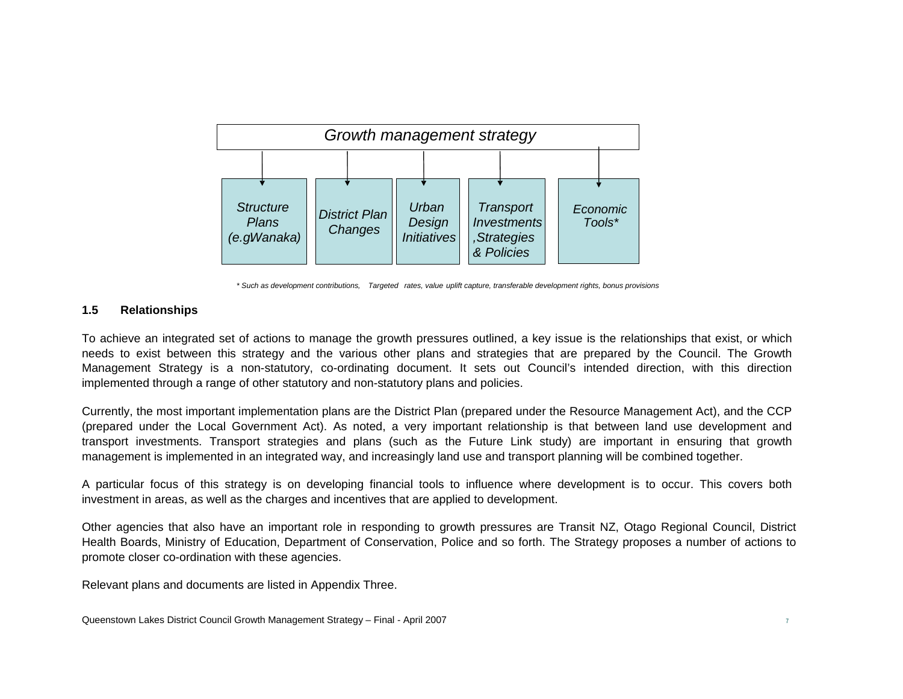*Growth management strategy*

- *Structure Plans (e.gWanaka)*
- *District Plan Changes*
- *Urban Design Initiatives*
- *Transport Investments ,Strategies & Policies*
- *Economic Tools**

*\* Such as development contributions, Targeted rates, value uplift capture, transferable development rights, bonus provisions*

### 1.5 Relationships

To achieve an integrated set of actions to manage the growth pressures outlined, a key issue is the relationships that exist, or which needs to exist between this strategy and the various other plans and strategies that are prepared by the Council. The Growth Management Strategy is a non-statutory, co-ordinating document. It sets out Council's intended direction, with this direction implemented through a range of other statutory and non-statutory plans and policies.

Currently, the most important implementation plans are the District Plan (prepared under the Resource Management Act), and the CCP (prepared under the Local Government Act). As noted, a very important relationship is that between land use development and transport investments. Transport strategies and plans (such as the Future Link study) are important in ensuring that growth management is implemented in an integrated way, and increasingly land use and transport planning will be combined together.

A particular focus of this strategy is on developing financial tools to influence where development is to occur. This covers both investment in areas, as well as the charges and incentives that are applied to development.

Other agencies that also have an important role in responding to growth pressures are Transit NZ, Otago Regional Council, District Health Boards, Ministry of Education, Department of Conservation, Police and so forth. The Strategy proposes a number of actions to promote closer co-ordination with these agencies.

Relevant plans and documents are listed in Appendix Three.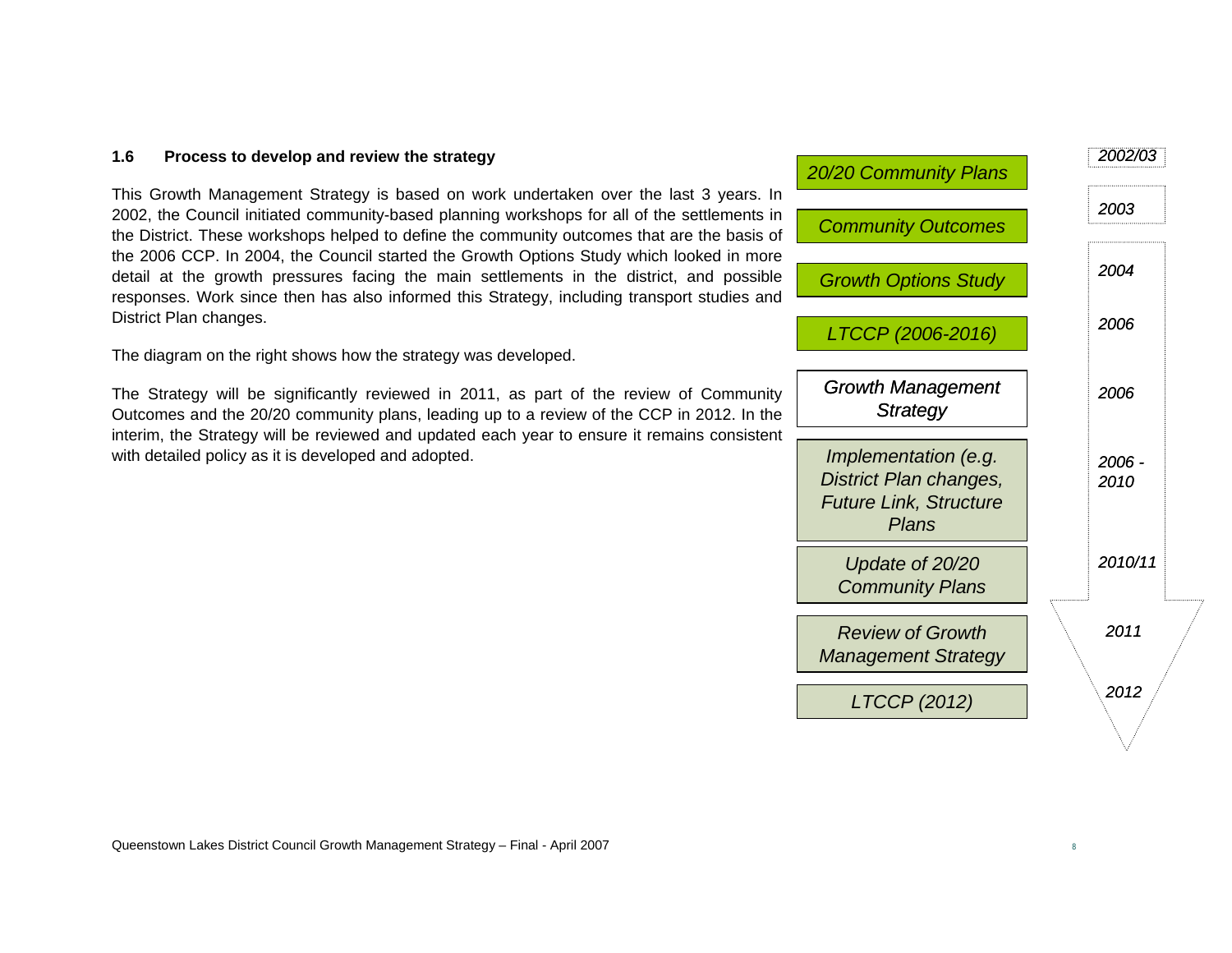### 1.6 Process to develop and review the strategy

This Growth Management Strategy is based on work undertaken over the last 3 years. In 2002, the Council initiated community-based planning workshops for all of the settlements in the District. These workshops helped to define the community outcomes that are the basis of the 2006 CCP. In 2004, the Council started the Growth Options Study which looked in more detail at the growth pressures facing the main settlements in the district, and possible responses. Work since then has also informed this Strategy, including transport studies and District Plan changes.

The diagram on the right shows how the strategy was developed.

The Strategy will be significantly reviewed in 2011, as part of the review of Community Outcomes and the 20/20 community plans, leading up to a review of the CCP in 2012. In the interim, the Strategy will be reviewed and updated each year to ensure it remains consistent with detailed policy as it is developed and adopted.

| Stage | Year |
| --- | --- |
| *20/20 Community Plans* | *2002/03* |
| *Community Outcomes* | *2003* |
| *Growth Options Study* | *2004* |
| *LTCCP (2006-2016)* | *2006* |
| *Growth Management Strategy* | *2006* |
| *Implementation (e.g. District Plan changes, Future Link, Structure Plans* | *2006 - 2010* |
| *Update of 20/20 Community Plans* | *2010/11* |
| *Review of Growth Management Strategy* | *2011* |
| *LTCCP (2012)* | *2012* |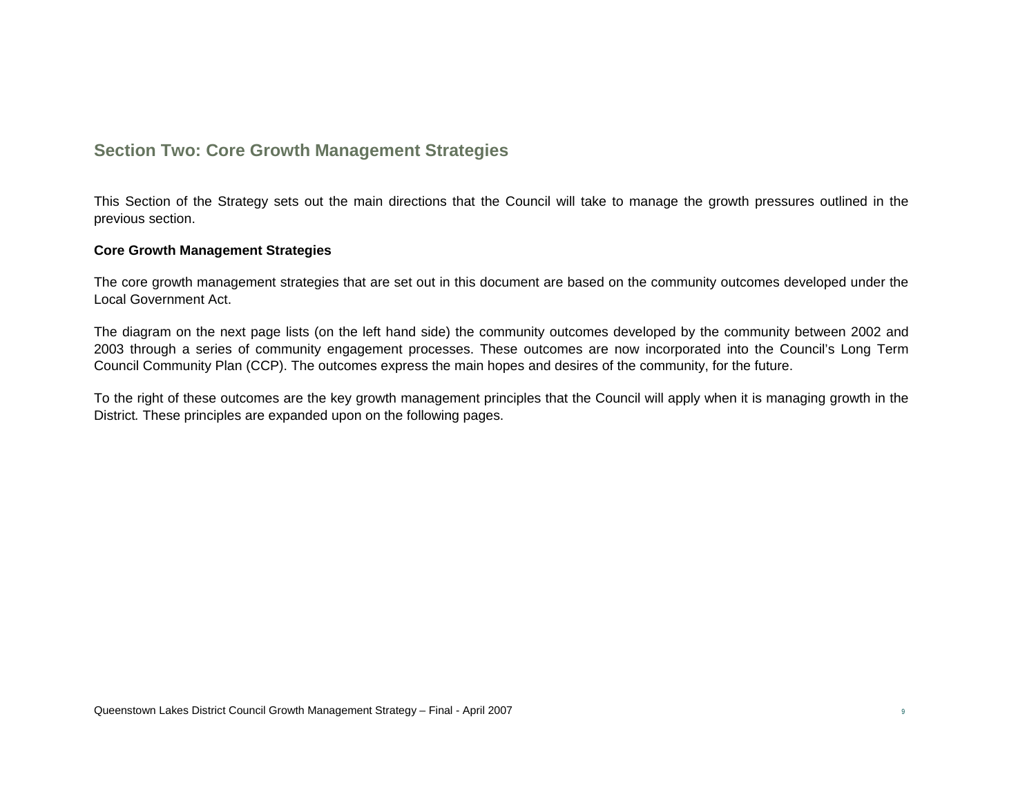## Section Two: Core Growth Management Strategies

This Section of the Strategy sets out the main directions that the Council will take to manage the growth pressures outlined in the previous section.

**Core Growth Management Strategies**

The core growth management strategies that are set out in this document are based on the community outcomes developed under the Local Government Act.

The diagram on the next page lists (on the left hand side) the community outcomes developed by the community between 2002 and 2003 through a series of community engagement processes. These outcomes are now incorporated into the Council's Long Term Council Community Plan (CCP). The outcomes express the main hopes and desires of the community, for the future.

To the right of these outcomes are the key growth management principles that the Council will apply when it is managing growth in the District. These principles are expanded upon on the following pages.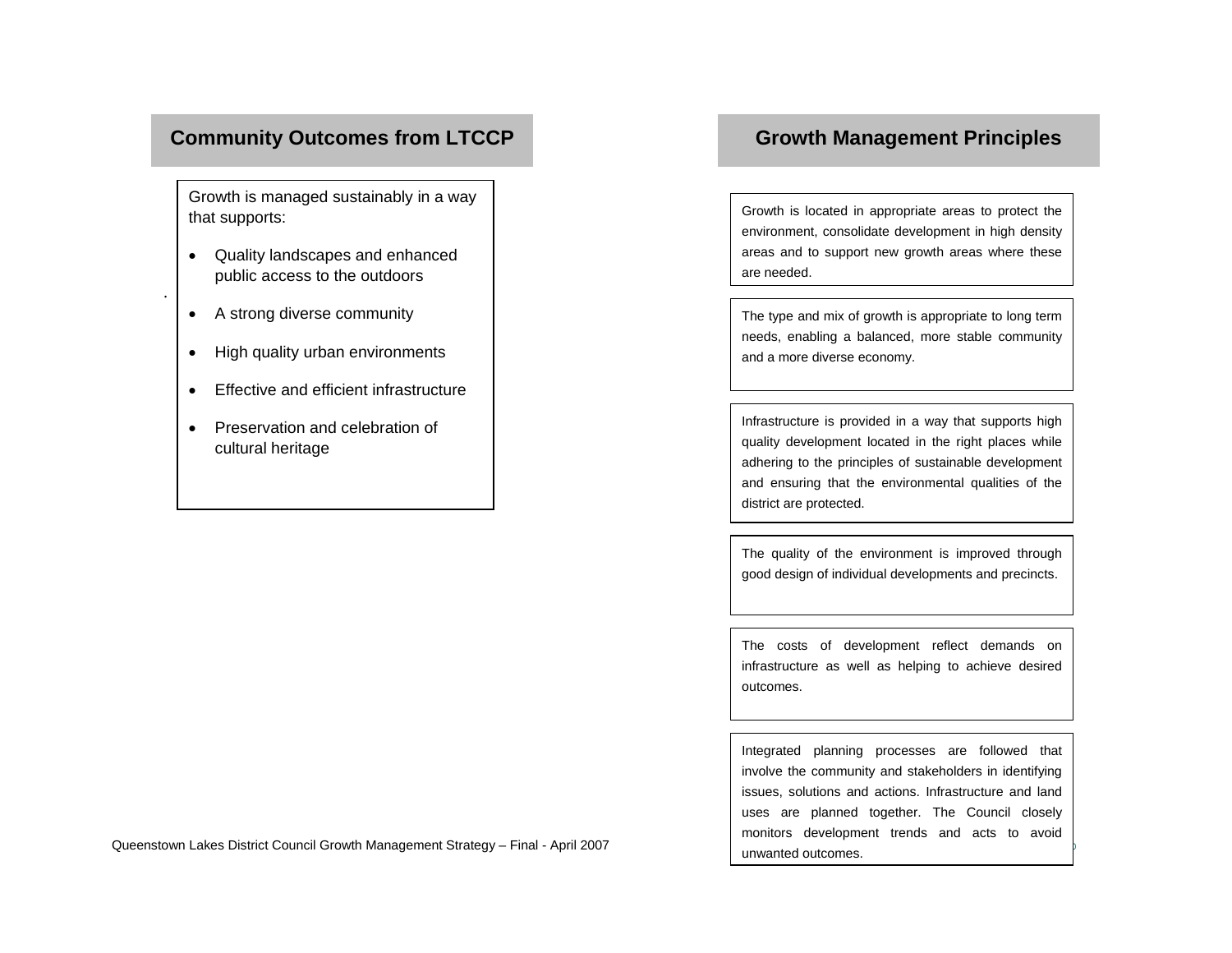## Community Outcomes from LTCCP

Growth is managed sustainably in a way that supports:

- Quality landscapes and enhanced public access to the outdoors
- A strong diverse community
- High quality urban environments
- Effective and efficient infrastructure
- Preservation and celebration of cultural heritage

## Growth Management Principles

Growth is located in appropriate areas to protect the environment, consolidate development in high density areas and to support new growth areas where these are needed.

The type and mix of growth is appropriate to long term needs, enabling a balanced, more stable community and a more diverse economy.

Infrastructure is provided in a way that supports high quality development located in the right places while adhering to the principles of sustainable development and ensuring that the environmental qualities of the district are protected.

The quality of the environment is improved through good design of individual developments and precincts.

The costs of development reflect demands on infrastructure as well as helping to achieve desired outcomes.

Integrated planning processes are followed that involve the community and stakeholders in identifying issues, solutions and actions. Infrastructure and land uses are planned together. The Council closely monitors development trends and acts to avoid unwanted outcomes.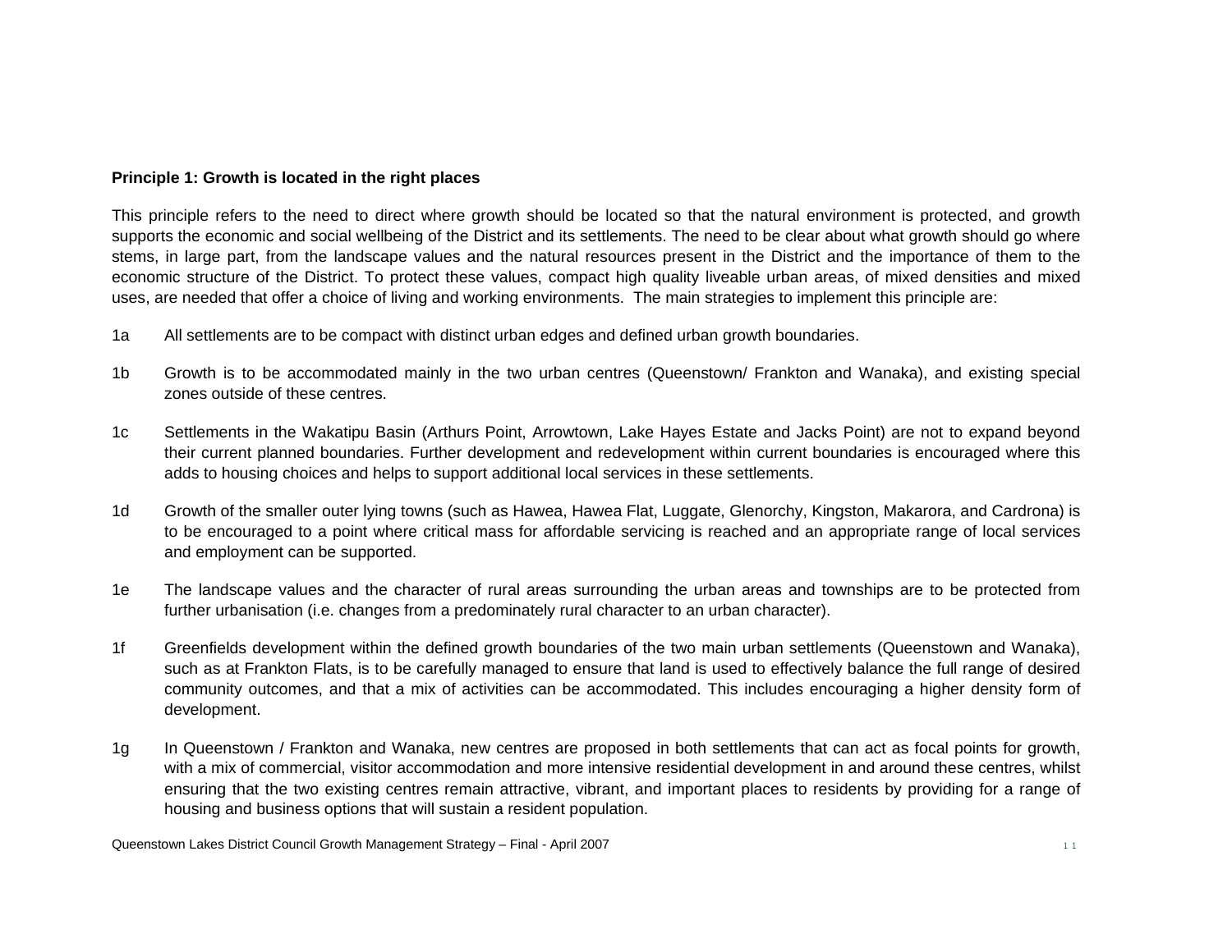**Principle 1: Growth is located in the right places**

This principle refers to the need to direct where growth should be located so that the natural environment is protected, and growth supports the economic and social wellbeing of the District and its settlements. The need to be clear about what growth should go where stems, in large part, from the landscape values and the natural resources present in the District and the importance of them to the economic structure of the District. To protect these values, compact high quality liveable urban areas, of mixed densities and mixed uses, are needed that offer a choice of living and working environments. The main strategies to implement this principle are:

1a All settlements are to be compact with distinct urban edges and defined urban growth boundaries.

1b Growth is to be accommodated mainly in the two urban centres (Queenstown/ Frankton and Wanaka), and existing special zones outside of these centres.

1c Settlements in the Wakatipu Basin (Arthurs Point, Arrowtown, Lake Hayes Estate and Jacks Point) are not to expand beyond their current planned boundaries. Further development and redevelopment within current boundaries is encouraged where this adds to housing choices and helps to support additional local services in these settlements.

1d Growth of the smaller outer lying towns (such as Hawea, Hawea Flat, Luggate, Glenorchy, Kingston, Makarora, and Cardrona) is to be encouraged to a point where critical mass for affordable servicing is reached and an appropriate range of local services and employment can be supported.

1e The landscape values and the character of rural areas surrounding the urban areas and townships are to be protected from further urbanisation (i.e. changes from a predominately rural character to an urban character).

1f Greenfields development within the defined growth boundaries of the two main urban settlements (Queenstown and Wanaka), such as at Frankton Flats, is to be carefully managed to ensure that land is used to effectively balance the full range of desired community outcomes, and that a mix of activities can be accommodated. This includes encouraging a higher density form of development.

1g In Queenstown / Frankton and Wanaka, new centres are proposed in both settlements that can act as focal points for growth, with a mix of commercial, visitor accommodation and more intensive residential development in and around these centres, whilst ensuring that the two existing centres remain attractive, vibrant, and important places to residents by providing for a range of housing and business options that will sustain a resident population.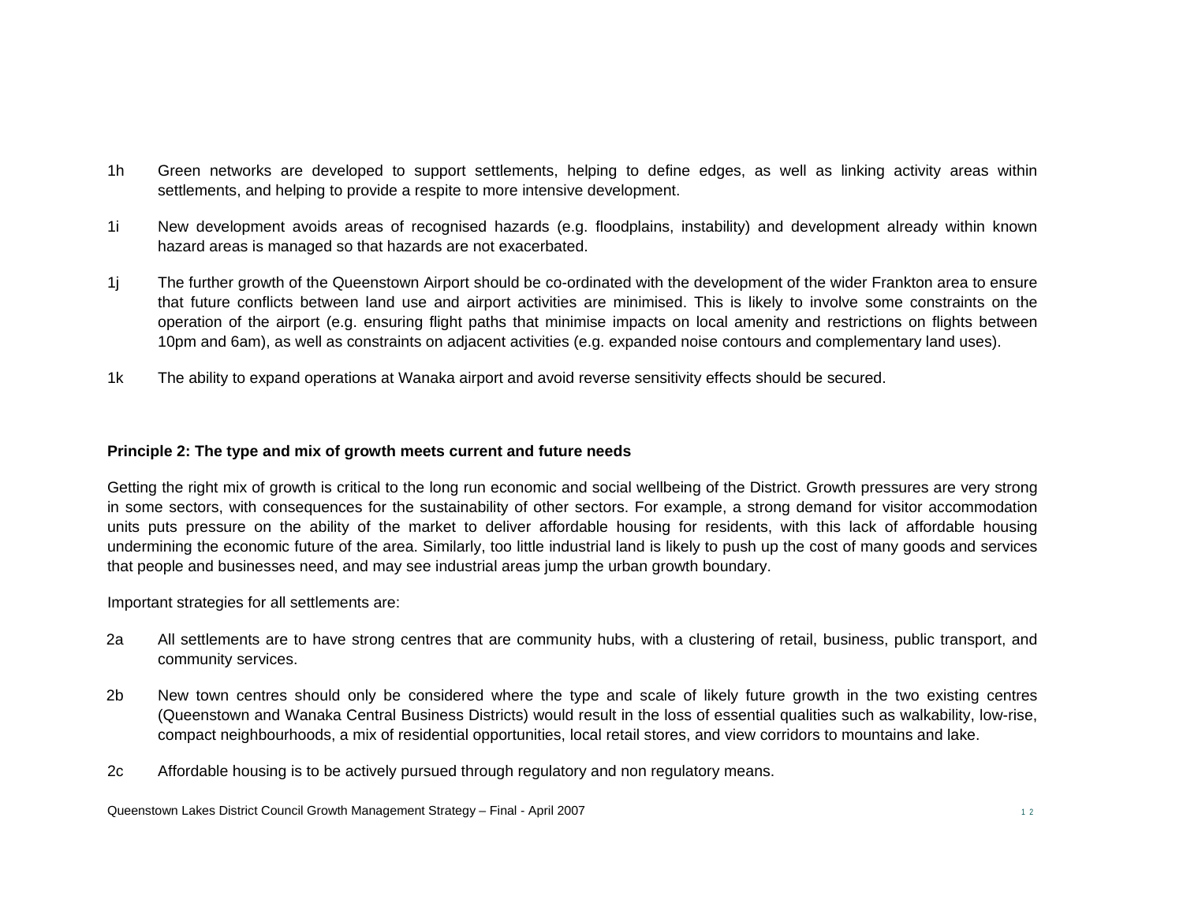1h Green networks are developed to support settlements, helping to define edges, as well as linking activity areas within settlements, and helping to provide a respite to more intensive development.

1i New development avoids areas of recognised hazards (e.g. floodplains, instability) and development already within known hazard areas is managed so that hazards are not exacerbated.

1j The further growth of the Queenstown Airport should be co-ordinated with the development of the wider Frankton area to ensure that future conflicts between land use and airport activities are minimised. This is likely to involve some constraints on the operation of the airport (e.g. ensuring flight paths that minimise impacts on local amenity and restrictions on flights between 10pm and 6am), as well as constraints on adjacent activities (e.g. expanded noise contours and complementary land uses).

1k The ability to expand operations at Wanaka airport and avoid reverse sensitivity effects should be secured.

**Principle 2: The type and mix of growth meets current and future needs**

Getting the right mix of growth is critical to the long run economic and social wellbeing of the District. Growth pressures are very strong in some sectors, with consequences for the sustainability of other sectors. For example, a strong demand for visitor accommodation units puts pressure on the ability of the market to deliver affordable housing for residents, with this lack of affordable housing undermining the economic future of the area. Similarly, too little industrial land is likely to push up the cost of many goods and services that people and businesses need, and may see industrial areas jump the urban growth boundary.

Important strategies for all settlements are:

2a All settlements are to have strong centres that are community hubs, with a clustering of retail, business, public transport, and community services.

2b New town centres should only be considered where the type and scale of likely future growth in the two existing centres (Queenstown and Wanaka Central Business Districts) would result in the loss of essential qualities such as walkability, low-rise, compact neighbourhoods, a mix of residential opportunities, local retail stores, and view corridors to mountains and lake.

2c Affordable housing is to be actively pursued through regulatory and non regulatory means.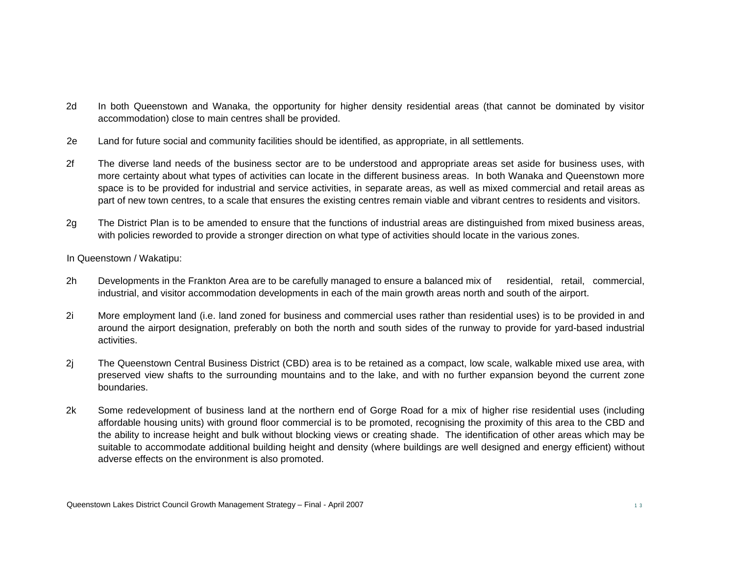2d In both Queenstown and Wanaka, the opportunity for higher density residential areas (that cannot be dominated by visitor accommodation) close to main centres shall be provided.

2e Land for future social and community facilities should be identified, as appropriate, in all settlements.

2f The diverse land needs of the business sector are to be understood and appropriate areas set aside for business uses, with more certainty about what types of activities can locate in the different business areas. In both Wanaka and Queenstown more space is to be provided for industrial and service activities, in separate areas, as well as mixed commercial and retail areas as part of new town centres, to a scale that ensures the existing centres remain viable and vibrant centres to residents and visitors.

2g The District Plan is to be amended to ensure that the functions of industrial areas are distinguished from mixed business areas, with policies reworded to provide a stronger direction on what type of activities should locate in the various zones.

In Queenstown / Wakatipu:

2h Developments in the Frankton Area are to be carefully managed to ensure a balanced mix of residential, retail, commercial, industrial, and visitor accommodation developments in each of the main growth areas north and south of the airport.

2i More employment land (i.e. land zoned for business and commercial uses rather than residential uses) is to be provided in and around the airport designation, preferably on both the north and south sides of the runway to provide for yard-based industrial activities.

2j The Queenstown Central Business District (CBD) area is to be retained as a compact, low scale, walkable mixed use area, with preserved view shafts to the surrounding mountains and to the lake, and with no further expansion beyond the current zone boundaries.

2k Some redevelopment of business land at the northern end of Gorge Road for a mix of higher rise residential uses (including affordable housing units) with ground floor commercial is to be promoted, recognising the proximity of this area to the CBD and the ability to increase height and bulk without blocking views or creating shade. The identification of other areas which may be suitable to accommodate additional building height and density (where buildings are well designed and energy efficient) without adverse effects on the environment is also promoted.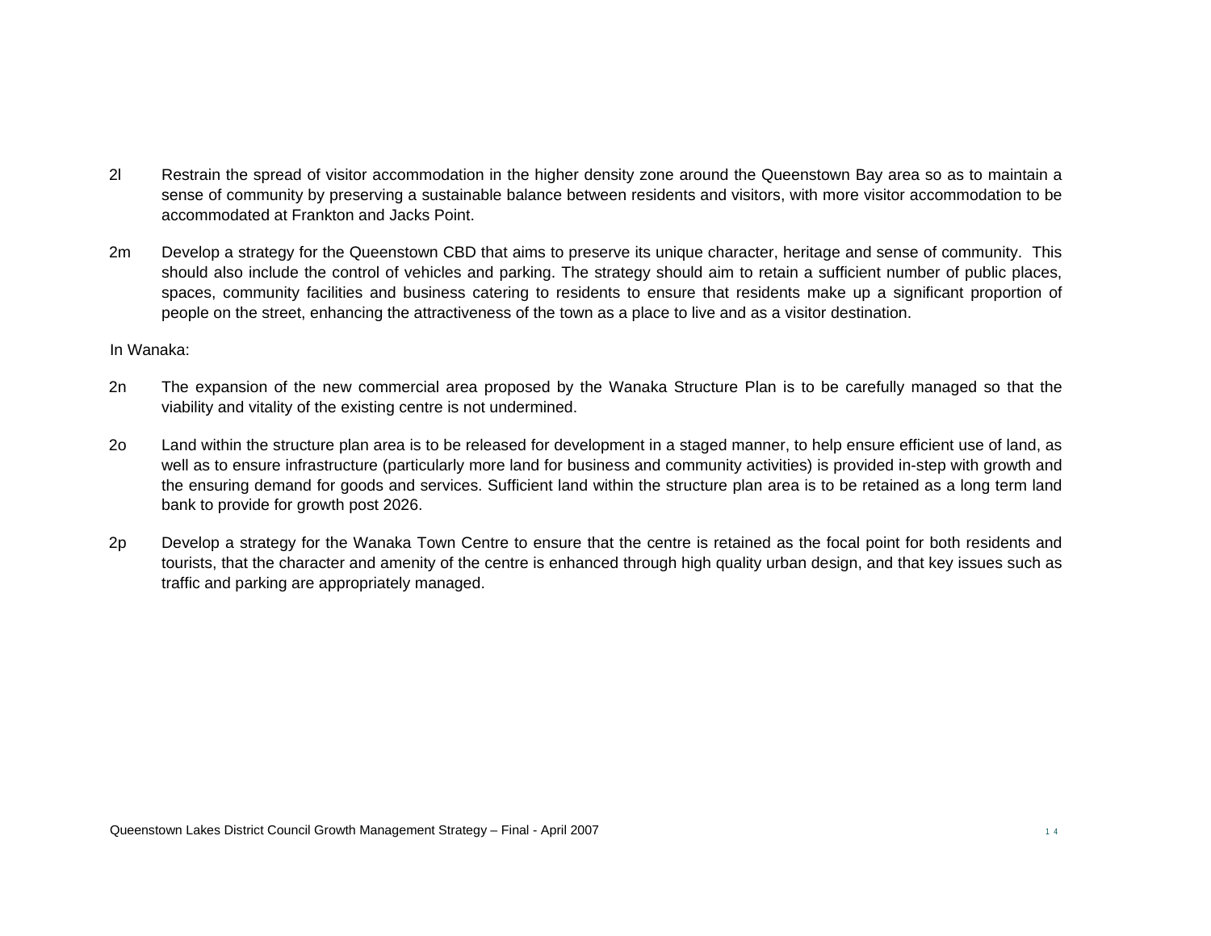2l Restrain the spread of visitor accommodation in the higher density zone around the Queenstown Bay area so as to maintain a sense of community by preserving a sustainable balance between residents and visitors, with more visitor accommodation to be accommodated at Frankton and Jacks Point.

2m Develop a strategy for the Queenstown CBD that aims to preserve its unique character, heritage and sense of community. This should also include the control of vehicles and parking. The strategy should aim to retain a sufficient number of public places, spaces, community facilities and business catering to residents to ensure that residents make up a significant proportion of people on the street, enhancing the attractiveness of the town as a place to live and as a visitor destination.

In Wanaka:

2n The expansion of the new commercial area proposed by the Wanaka Structure Plan is to be carefully managed so that the viability and vitality of the existing centre is not undermined.

2o Land within the structure plan area is to be released for development in a staged manner, to help ensure efficient use of land, as well as to ensure infrastructure (particularly more land for business and community activities) is provided in-step with growth and the ensuring demand for goods and services. Sufficient land within the structure plan area is to be retained as a long term land bank to provide for growth post 2026.

2p Develop a strategy for the Wanaka Town Centre to ensure that the centre is retained as the focal point for both residents and tourists, that the character and amenity of the centre is enhanced through high quality urban design, and that key issues such as traffic and parking are appropriately managed.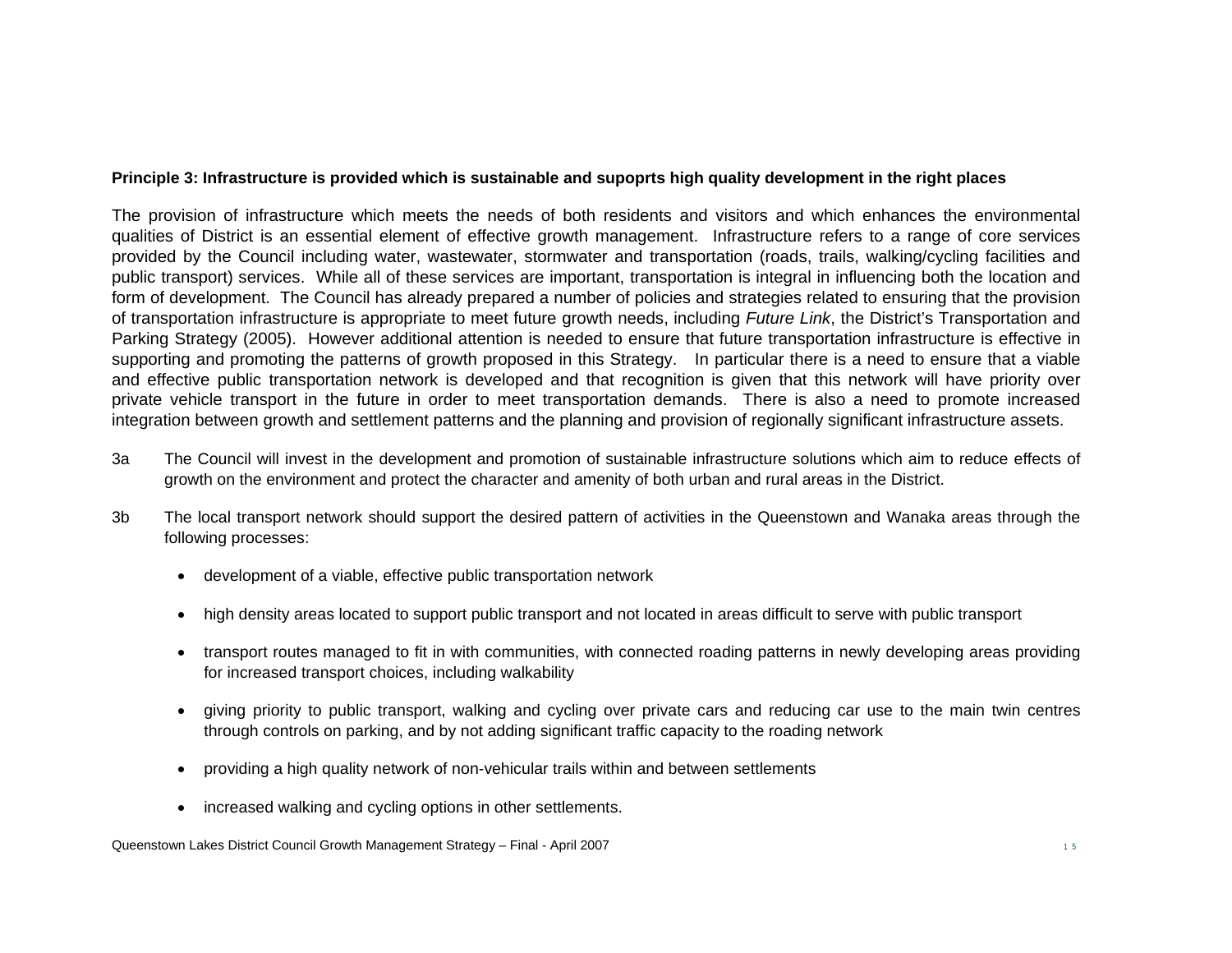**Principle 3: Infrastructure is provided which is sustainable and supoprts high quality development in the right places**

The provision of infrastructure which meets the needs of both residents and visitors and which enhances the environmental qualities of District is an essential element of effective growth management. Infrastructure refers to a range of core services provided by the Council including water, wastewater, stormwater and transportation (roads, trails, walking/cycling facilities and public transport) services. While all of these services are important, transportation is integral in influencing both the location and form of development. The Council has already prepared a number of policies and strategies related to ensuring that the provision of transportation infrastructure is appropriate to meet future growth needs, including *Future Link*, the District's Transportation and Parking Strategy (2005). However additional attention is needed to ensure that future transportation infrastructure is effective in supporting and promoting the patterns of growth proposed in this Strategy. In particular there is a need to ensure that a viable and effective public transportation network is developed and that recognition is given that this network will have priority over private vehicle transport in the future in order to meet transportation demands. There is also a need to promote increased integration between growth and settlement patterns and the planning and provision of regionally significant infrastructure assets.

3a The Council will invest in the development and promotion of sustainable infrastructure solutions which aim to reduce effects of growth on the environment and protect the character and amenity of both urban and rural areas in the District.

3b The local transport network should support the desired pattern of activities in the Queenstown and Wanaka areas through the following processes:

- development of a viable, effective public transportation network
- high density areas located to support public transport and not located in areas difficult to serve with public transport
- transport routes managed to fit in with communities, with connected roading patterns in newly developing areas providing for increased transport choices, including walkability
- giving priority to public transport, walking and cycling over private cars and reducing car use to the main twin centres through controls on parking, and by not adding significant traffic capacity to the roading network
- providing a high quality network of non-vehicular trails within and between settlements
- increased walking and cycling options in other settlements.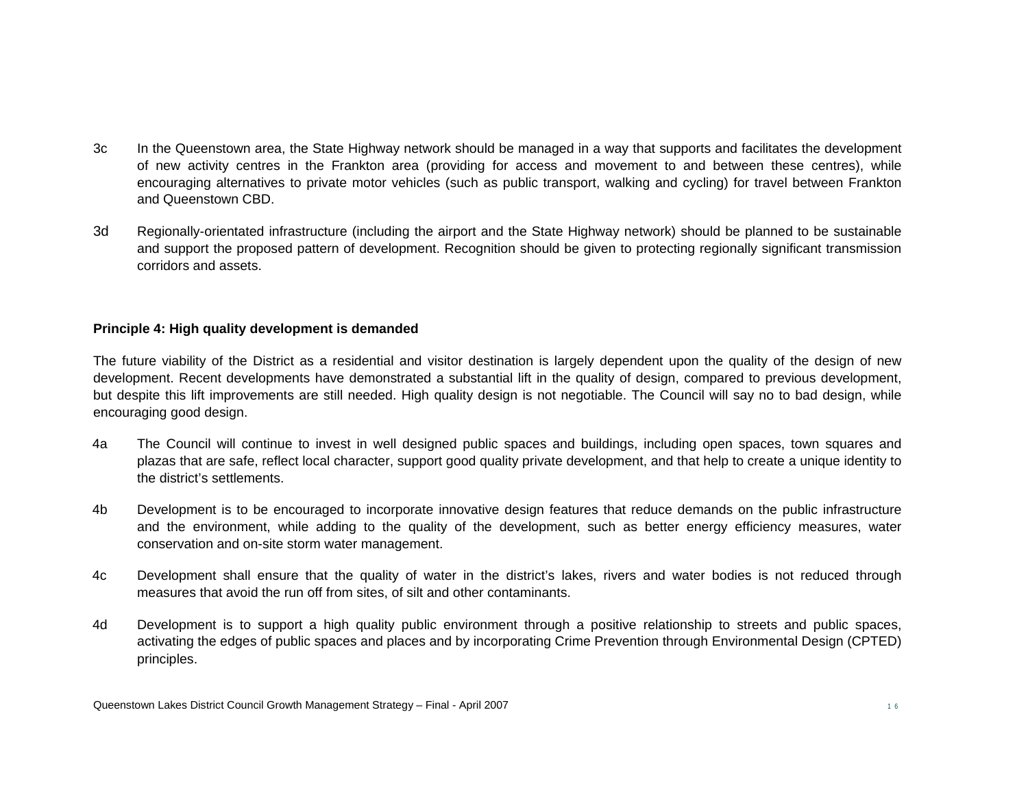3c In the Queenstown area, the State Highway network should be managed in a way that supports and facilitates the development of new activity centres in the Frankton area (providing for access and movement to and between these centres), while encouraging alternatives to private motor vehicles (such as public transport, walking and cycling) for travel between Frankton and Queenstown CBD.

3d Regionally-orientated infrastructure (including the airport and the State Highway network) should be planned to be sustainable and support the proposed pattern of development. Recognition should be given to protecting regionally significant transmission corridors and assets.

**Principle 4: High quality development is demanded**

The future viability of the District as a residential and visitor destination is largely dependent upon the quality of the design of new development. Recent developments have demonstrated a substantial lift in the quality of design, compared to previous development, but despite this lift improvements are still needed. High quality design is not negotiable. The Council will say no to bad design, while encouraging good design.

4a The Council will continue to invest in well designed public spaces and buildings, including open spaces, town squares and plazas that are safe, reflect local character, support good quality private development, and that help to create a unique identity to the district's settlements.

4b Development is to be encouraged to incorporate innovative design features that reduce demands on the public infrastructure and the environment, while adding to the quality of the development, such as better energy efficiency measures, water conservation and on-site storm water management.

4c Development shall ensure that the quality of water in the district's lakes, rivers and water bodies is not reduced through measures that avoid the run off from sites, of silt and other contaminants.

4d Development is to support a high quality public environment through a positive relationship to streets and public spaces, activating the edges of public spaces and places and by incorporating Crime Prevention through Environmental Design (CPTED) principles.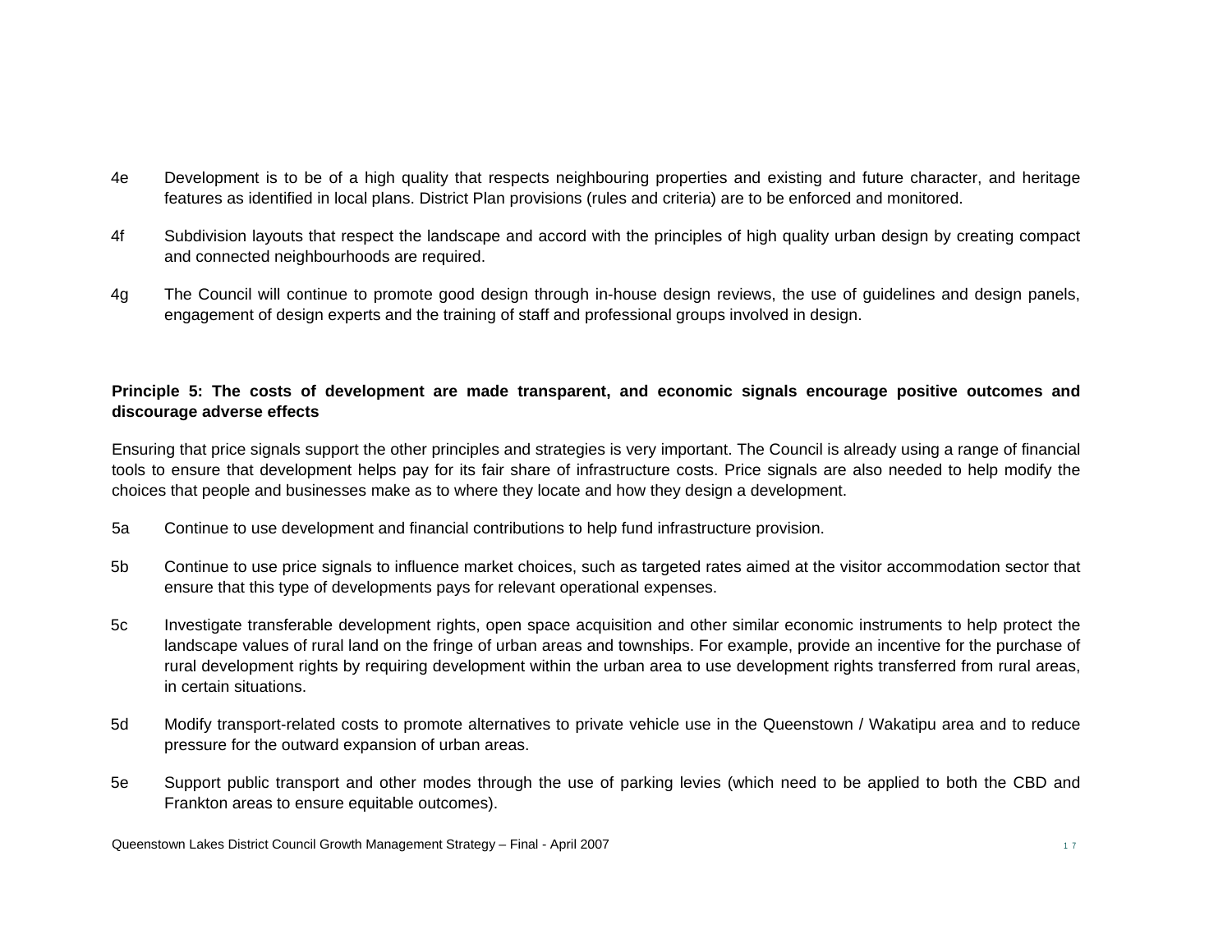4e Development is to be of a high quality that respects neighbouring properties and existing and future character, and heritage features as identified in local plans. District Plan provisions (rules and criteria) are to be enforced and monitored.

4f Subdivision layouts that respect the landscape and accord with the principles of high quality urban design by creating compact and connected neighbourhoods are required.

4g The Council will continue to promote good design through in-house design reviews, the use of guidelines and design panels, engagement of design experts and the training of staff and professional groups involved in design.

**Principle 5: The costs of development are made transparent, and economic signals encourage positive outcomes and discourage adverse effects**

Ensuring that price signals support the other principles and strategies is very important. The Council is already using a range of financial tools to ensure that development helps pay for its fair share of infrastructure costs. Price signals are also needed to help modify the choices that people and businesses make as to where they locate and how they design a development.

5a Continue to use development and financial contributions to help fund infrastructure provision.

5b Continue to use price signals to influence market choices, such as targeted rates aimed at the visitor accommodation sector that ensure that this type of developments pays for relevant operational expenses.

5c Investigate transferable development rights, open space acquisition and other similar economic instruments to help protect the landscape values of rural land on the fringe of urban areas and townships. For example, provide an incentive for the purchase of rural development rights by requiring development within the urban area to use development rights transferred from rural areas, in certain situations.

5d Modify transport-related costs to promote alternatives to private vehicle use in the Queenstown / Wakatipu area and to reduce pressure for the outward expansion of urban areas.

5e Support public transport and other modes through the use of parking levies (which need to be applied to both the CBD and Frankton areas to ensure equitable outcomes).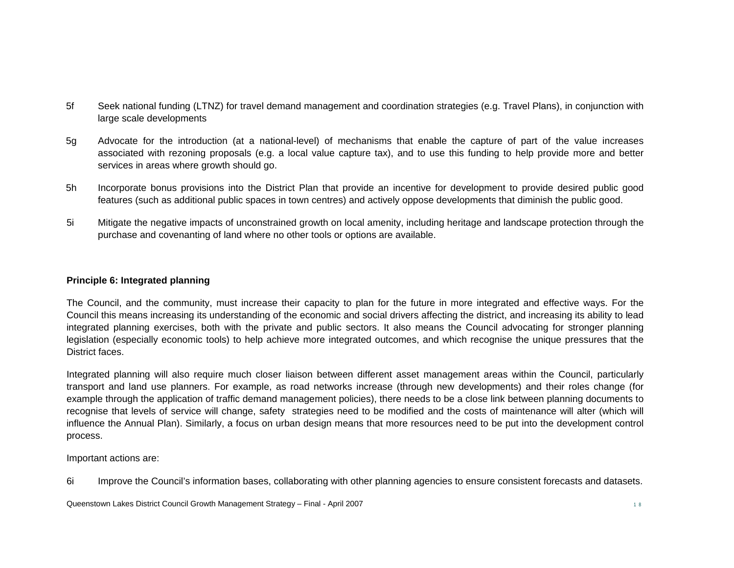5f Seek national funding (LTNZ) for travel demand management and coordination strategies (e.g. Travel Plans), in conjunction with large scale developments

5g Advocate for the introduction (at a national-level) of mechanisms that enable the capture of part of the value increases associated with rezoning proposals (e.g. a local value capture tax), and to use this funding to help provide more and better services in areas where growth should go.

5h Incorporate bonus provisions into the District Plan that provide an incentive for development to provide desired public good features (such as additional public spaces in town centres) and actively oppose developments that diminish the public good.

5i Mitigate the negative impacts of unconstrained growth on local amenity, including heritage and landscape protection through the purchase and covenanting of land where no other tools or options are available.

**Principle 6: Integrated planning**

The Council, and the community, must increase their capacity to plan for the future in more integrated and effective ways. For the Council this means increasing its understanding of the economic and social drivers affecting the district, and increasing its ability to lead integrated planning exercises, both with the private and public sectors. It also means the Council advocating for stronger planning legislation (especially economic tools) to help achieve more integrated outcomes, and which recognise the unique pressures that the District faces.

Integrated planning will also require much closer liaison between different asset management areas within the Council, particularly transport and land use planners. For example, as road networks increase (through new developments) and their roles change (for example through the application of traffic demand management policies), there needs to be a close link between planning documents to recognise that levels of service will change, safety strategies need to be modified and the costs of maintenance will alter (which will influence the Annual Plan). Similarly, a focus on urban design means that more resources need to be put into the development control process.

Important actions are:

6i Improve the Council's information bases, collaborating with other planning agencies to ensure consistent forecasts and datasets.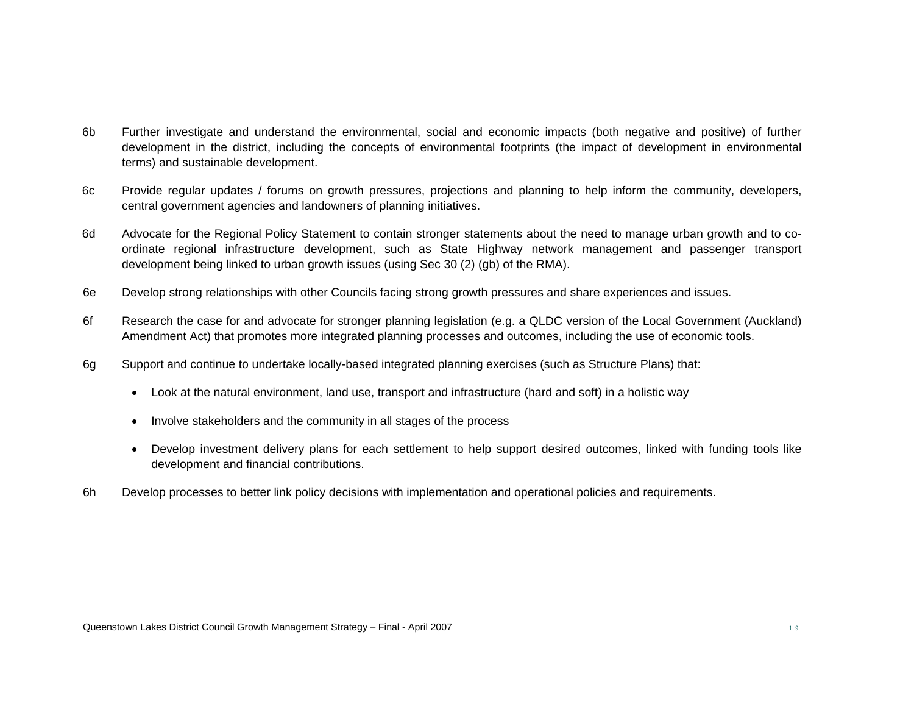6b Further investigate and understand the environmental, social and economic impacts (both negative and positive) of further development in the district, including the concepts of environmental footprints (the impact of development in environmental terms) and sustainable development.

6c Provide regular updates / forums on growth pressures, projections and planning to help inform the community, developers, central government agencies and landowners of planning initiatives.

6d Advocate for the Regional Policy Statement to contain stronger statements about the need to manage urban growth and to co-ordinate regional infrastructure development, such as State Highway network management and passenger transport development being linked to urban growth issues (using Sec 30 (2) (gb) of the RMA).

6e Develop strong relationships with other Councils facing strong growth pressures and share experiences and issues.

6f Research the case for and advocate for stronger planning legislation (e.g. a QLDC version of the Local Government (Auckland) Amendment Act) that promotes more integrated planning processes and outcomes, including the use of economic tools.

6g Support and continue to undertake locally-based integrated planning exercises (such as Structure Plans) that:

- Look at the natural environment, land use, transport and infrastructure (hard and soft) in a holistic way
- Involve stakeholders and the community in all stages of the process
- Develop investment delivery plans for each settlement to help support desired outcomes, linked with funding tools like development and financial contributions.

6h Develop processes to better link policy decisions with implementation and operational policies and requirements.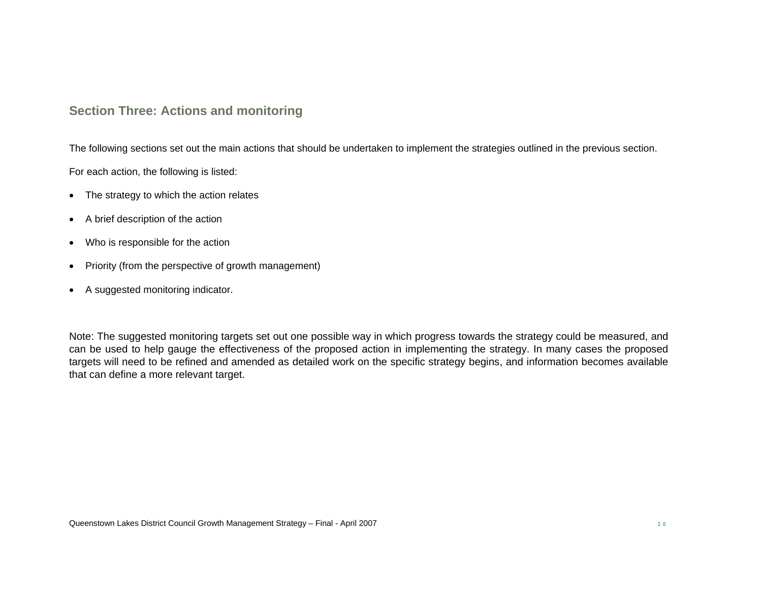## Section Three: Actions and monitoring

The following sections set out the main actions that should be undertaken to implement the strategies outlined in the previous section.

For each action, the following is listed:

- The strategy to which the action relates
- A brief description of the action
- Who is responsible for the action
- Priority (from the perspective of growth management)
- A suggested monitoring indicator.

Note: The suggested monitoring targets set out one possible way in which progress towards the strategy could be measured, and can be used to help gauge the effectiveness of the proposed action in implementing the strategy. In many cases the proposed targets will need to be refined and amended as detailed work on the specific strategy begins, and information becomes available that can define a more relevant target.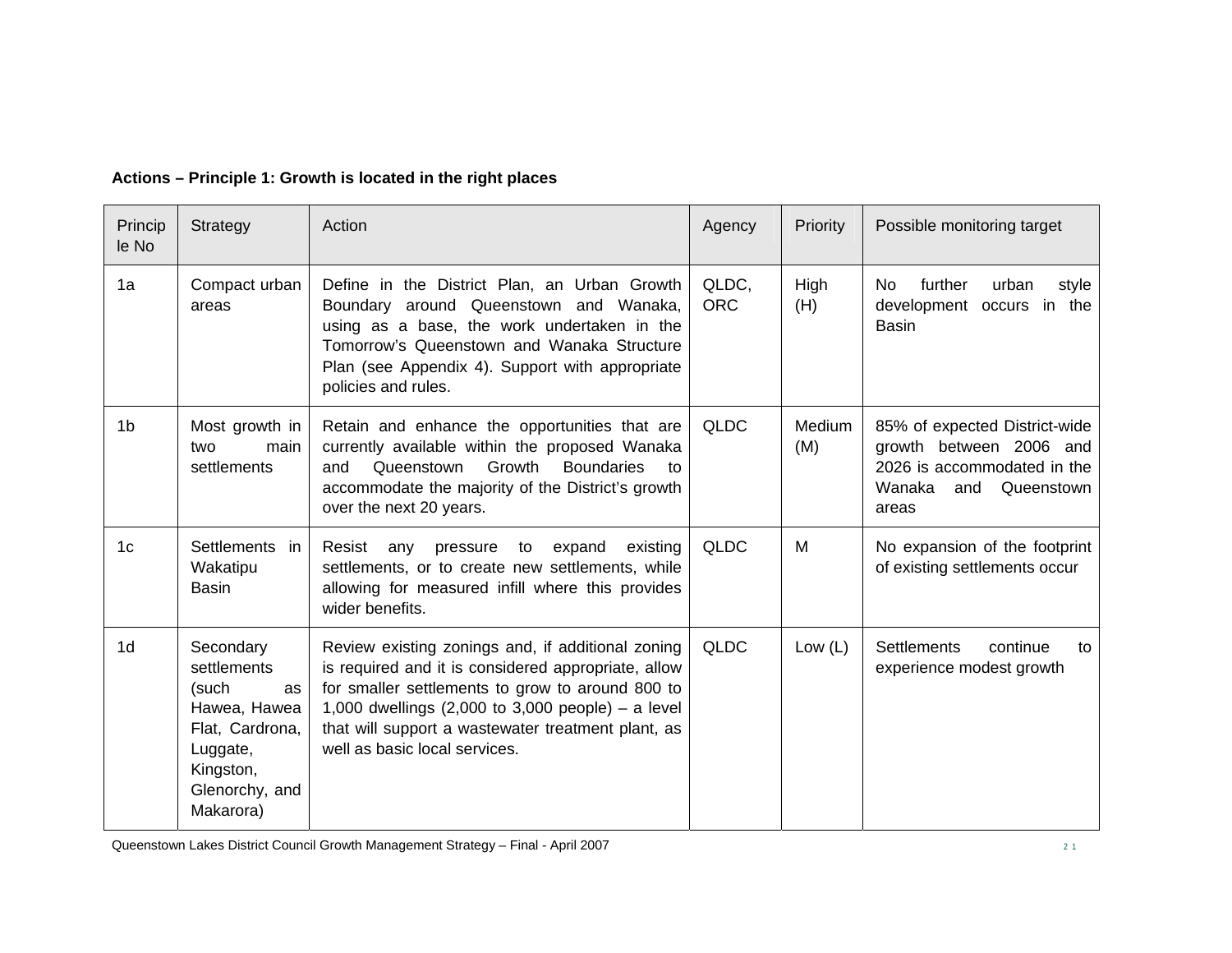**Actions – Principle 1: Growth is located in the right places**

| Principle No | Strategy | Action | Agency | Priority | Possible monitoring target |
|---|---|---|---|---|---|
| 1a | Compact urban areas | Define in the District Plan, an Urban Growth Boundary around Queenstown and Wanaka, using as a base, the work undertaken in the Tomorrow's Queenstown and Wanaka Structure Plan (see Appendix 4). Support with appropriate policies and rules. | QLDC, ORC | High (H) | No further urban style development occurs in the Basin |
| 1b | Most growth in two main settlements | Retain and enhance the opportunities that are currently available within the proposed Wanaka and Queenstown Growth Boundaries to accommodate the majority of the District's growth over the next 20 years. | QLDC | Medium (M) | 85% of expected District-wide growth between 2006 and 2026 is accommodated in the Wanaka and Queenstown areas |
| 1c | Settlements in Wakatipu Basin | Resist any pressure to expand existing settlements, or to create new settlements, while allowing for measured infill where this provides wider benefits. | QLDC | M | No expansion of the footprint of existing settlements occur |
| 1d | Secondary settlements (such as Hawea, Hawea Flat, Cardrona, Luggate, Kingston, Glenorchy, and Makarora) | Review existing zonings and, if additional zoning is required and it is considered appropriate, allow for smaller settlements to grow to around 800 to 1,000 dwellings (2,000 to 3,000 people) – a level that will support a wastewater treatment plant, as well as basic local services. | QLDC | Low (L) | Settlements continue to experience modest growth |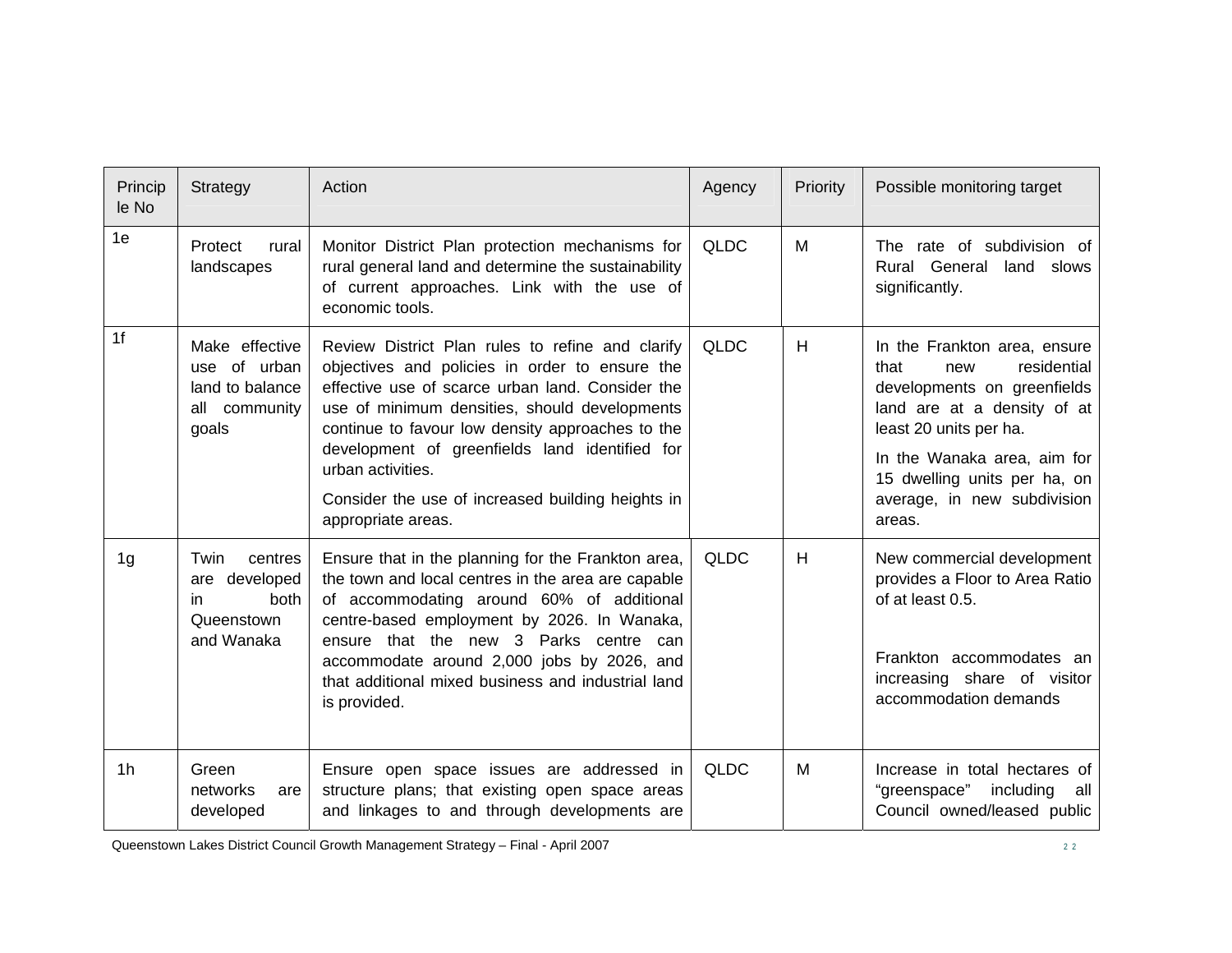| Principle No | Strategy | Action | Agency | Priority | Possible monitoring target |
|---|---|---|---|---|---|
| 1e | Protect rural landscapes | Monitor District Plan protection mechanisms for rural general land and determine the sustainability of current approaches. Link with the use of economic tools. | QLDC | M | The rate of subdivision of Rural General land slows significantly. |
| 1f | Make effective use of urban land to balance all community goals | Review District Plan rules to refine and clarify objectives and policies in order to ensure the effective use of scarce urban land. Consider the use of minimum densities, should developments continue to favour low density approaches to the development of greenfields land identified for urban activities.<br><br>Consider the use of increased building heights in appropriate areas. | QLDC | H | In the Frankton area, ensure that new residential developments on greenfields land are at a density of at least 20 units per ha.<br><br>In the Wanaka area, aim for 15 dwelling units per ha, on average, in new subdivision areas. |
| 1g | Twin centres are developed in both Queenstown and Wanaka | Ensure that in the planning for the Frankton area, the town and local centres in the area are capable of accommodating around 60% of additional centre-based employment by 2026. In Wanaka, ensure that the new 3 Parks centre can accommodate around 2,000 jobs by 2026, and that additional mixed business and industrial land is provided. | QLDC | H | New commercial development provides a Floor to Area Ratio of at least 0.5.<br><br>Frankton accommodates an increasing share of visitor accommodation demands |
| 1h | Green networks are developed | Ensure open space issues are addressed in structure plans; that existing open space areas and linkages to and through developments are | QLDC | M | Increase in total hectares of "greenspace" including all Council owned/leased public |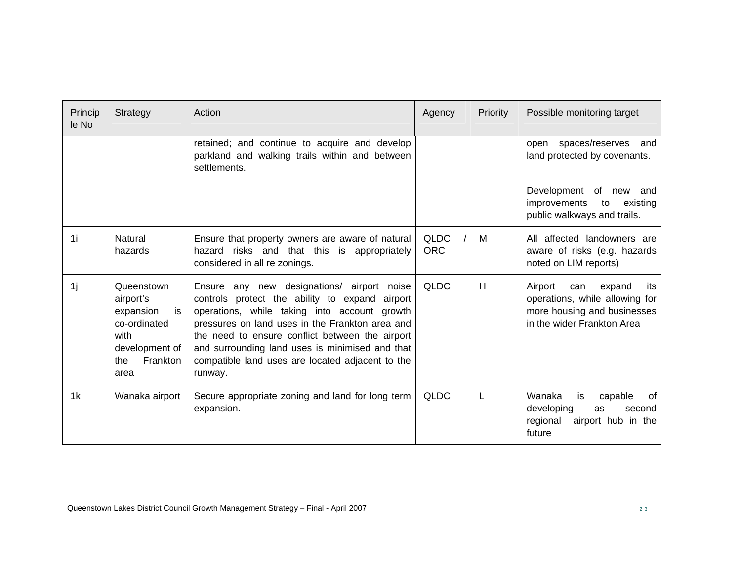| Principle No | Strategy | Action | Agency | Priority | Possible monitoring target |
|---|---|---|---|---|---|
| | | retained; and continue to acquire and develop parkland and walking trails within and between settlements. | | | open spaces/reserves and land protected by covenants.<br><br>Development of new and improvements to existing public walkways and trails. |
| 1i | Natural hazards | Ensure that property owners are aware of natural hazard risks and that this is appropriately considered in all re zonings. | QLDC / ORC | M | All affected landowners are aware of risks (e.g. hazards noted on LIM reports) |
| 1j | Queenstown airport's expansion is co-ordinated with development of the Frankton area | Ensure any new designations/ airport noise controls protect the ability to expand airport operations, while taking into account growth pressures on land uses in the Frankton area and the need to ensure conflict between the airport and surrounding land uses is minimised and that compatible land uses are located adjacent to the runway. | QLDC | H | Airport can expand its operations, while allowing for more housing and businesses in the wider Frankton Area |
| 1k | Wanaka airport | Secure appropriate zoning and land for long term expansion. | QLDC | L | Wanaka is capable of developing as second regional airport hub in the future |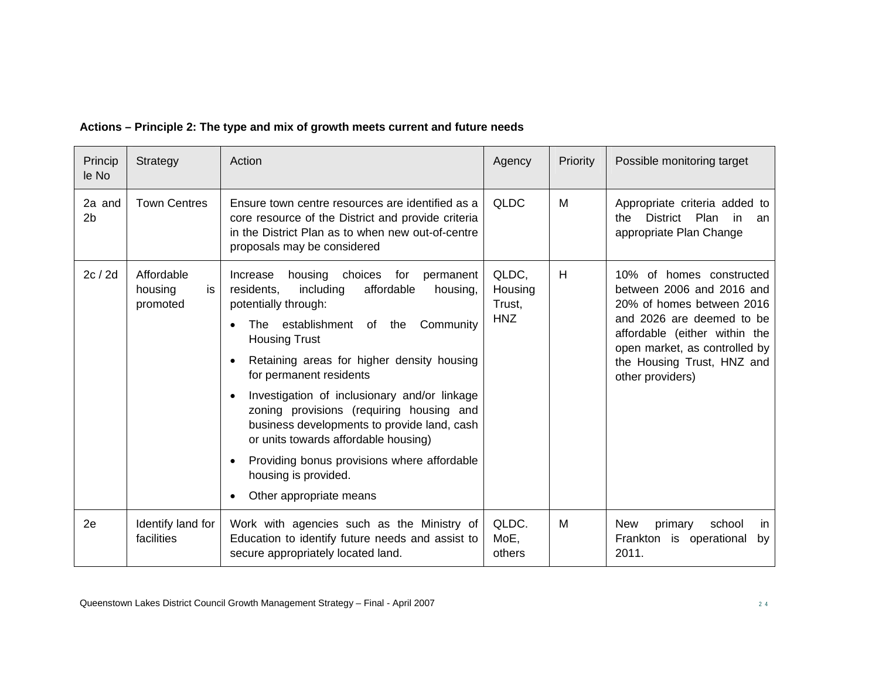**Actions – Principle 2: The type and mix of growth meets current and future needs**

| Principle No | Strategy | Action | Agency | Priority | Possible monitoring target |
|---|---|---|---|---|---|
| 2a and 2b | Town Centres | Ensure town centre resources are identified as a core resource of the District and provide criteria in the District Plan as to when new out-of-centre proposals may be considered | QLDC | M | Appropriate criteria added to the District Plan in an appropriate Plan Change |
| 2c / 2d | Affordable housing is promoted | Increase housing choices for permanent residents, including affordable housing, potentially through:<br>• The establishment of the Community Housing Trust<br>• Retaining areas for higher density housing for permanent residents<br>• Investigation of inclusionary and/or linkage zoning provisions (requiring housing and business developments to provide land, cash or units towards affordable housing)<br>• Providing bonus provisions where affordable housing is provided.<br>• Other appropriate means | QLDC, Housing Trust, HNZ | H | 10% of homes constructed between 2006 and 2016 and 20% of homes between 2016 and 2026 are deemed to be affordable (either within the open market, as controlled by the Housing Trust, HNZ and other providers) |
| 2e | Identify land for facilities | Work with agencies such as the Ministry of Education to identify future needs and assist to secure appropriately located land. | QLDC. MoE, others | M | New primary school in Frankton is operational by 2011. |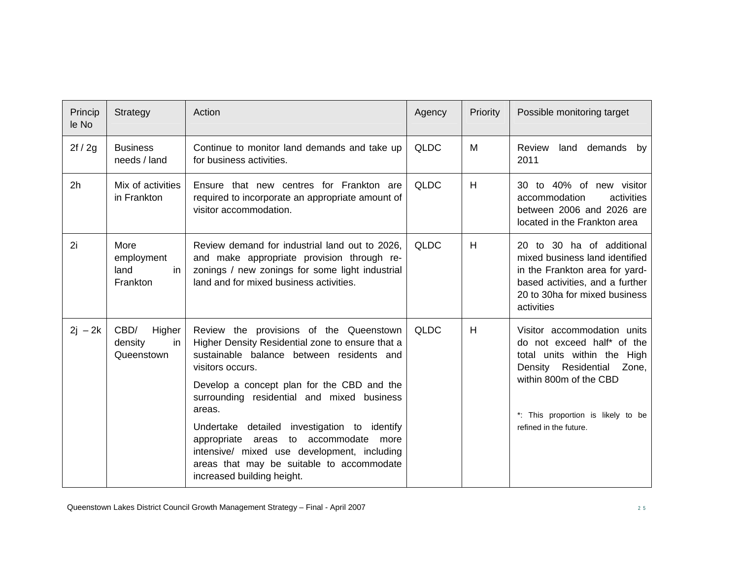| Principle No | Strategy | Action | Agency | Priority | Possible monitoring target |
|---|---|---|---|---|---|
| 2f / 2g | Business needs / land | Continue to monitor land demands and take up for business activities. | QLDC | M | Review land demands by 2011 |
| 2h | Mix of activities in Frankton | Ensure that new centres for Frankton are required to incorporate an appropriate amount of visitor accommodation. | QLDC | H | 30 to 40% of new visitor accommodation activities between 2006 and 2026 are located in the Frankton area |
| 2i | More employment land in Frankton | Review demand for industrial land out to 2026, and make appropriate provision through re-zonings / new zonings for some light industrial land and for mixed business activities. | QLDC | H | 20 to 30 ha of additional mixed business land identified in the Frankton area for yard-based activities, and a further 20 to 30ha for mixed business activities |
| 2j – 2k | CBD/ Higher density in Queenstown | Review the provisions of the Queenstown Higher Density Residential zone to ensure that a sustainable balance between residents and visitors occurs.<br><br>Develop a concept plan for the CBD and the surrounding residential and mixed business areas.<br><br>Undertake detailed investigation to identify appropriate areas to accommodate more intensive/ mixed use development, including areas that may be suitable to accommodate increased building height. | QLDC | H | Visitor accommodation units do not exceed half* of the total units within the High Density Residential Zone, within 800m of the CBD<br><br>*: This proportion is likely to be refined in the future. |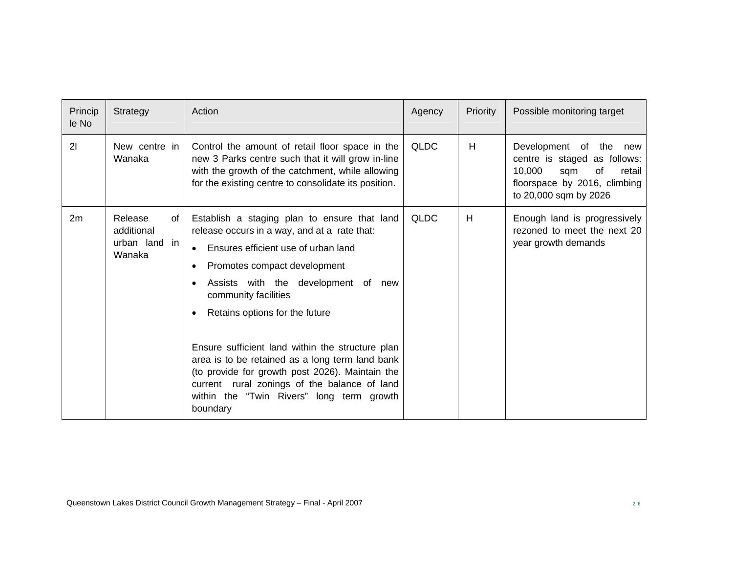| Principle No | Strategy | Action | Agency | Priority | Possible monitoring target |
|---|---|---|---|---|---|
| 2l | New centre in Wanaka | Control the amount of retail floor space in the new 3 Parks centre such that it will grow in-line with the growth of the catchment, while allowing for the existing centre to consolidate its position. | QLDC | H | Development of the new centre is staged as follows: 10,000 sqm of retail floorspace by 2016, climbing to 20,000 sqm by 2026 |
| 2m | Release of additional urban land in Wanaka | Establish a staging plan to ensure that land release occurs in a way, and at a rate that:<br>• Ensures efficient use of urban land<br>• Promotes compact development<br>• Assists with the development of new community facilities<br>• Retains options for the future<br><br>Ensure sufficient land within the structure plan area is to be retained as a long term land bank (to provide for growth post 2026). Maintain the current rural zonings of the balance of land within the "Twin Rivers" long term growth boundary | QLDC | H | Enough land is progressively rezoned to meet the next 20 year growth demands |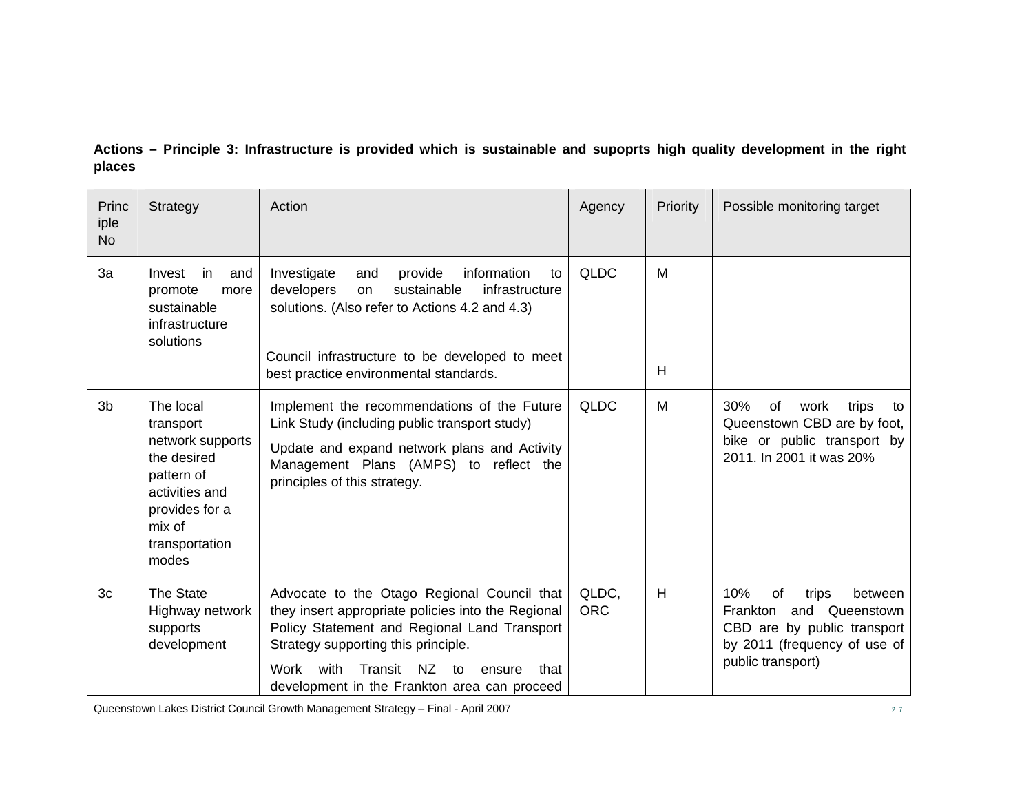**Actions – Principle 3: Infrastructure is provided which is sustainable and supoprts high quality development in the right places**

| Principle No | Strategy | Action | Agency | Priority | Possible monitoring target |
|---|---|---|---|---|---|
| 3a | Invest in and promote more sustainable infrastructure solutions | Investigate and provide information to developers on sustainable infrastructure solutions. (Also refer to Actions 4.2 and 4.3)<br><br>Council infrastructure to be developed to meet best practice environmental standards. | QLDC | M<br><br>H | |
| 3b | The local transport network supports the desired pattern of activities and provides for a mix of transportation modes | Implement the recommendations of the Future Link Study (including public transport study)<br><br>Update and expand network plans and Activity Management Plans (AMPS) to reflect the principles of this strategy. | QLDC | M | 30% of work trips to Queenstown CBD are by foot, bike or public transport by 2011. In 2001 it was 20% |
| 3c | The State Highway network supports development | Advocate to the Otago Regional Council that they insert appropriate policies into the Regional Policy Statement and Regional Land Transport Strategy supporting this principle.<br><br>Work with Transit NZ to ensure that development in the Frankton area can proceed | QLDC, ORC | H | 10% of trips between Frankton and Queenstown CBD are by public transport by 2011 (frequency of use of public transport) |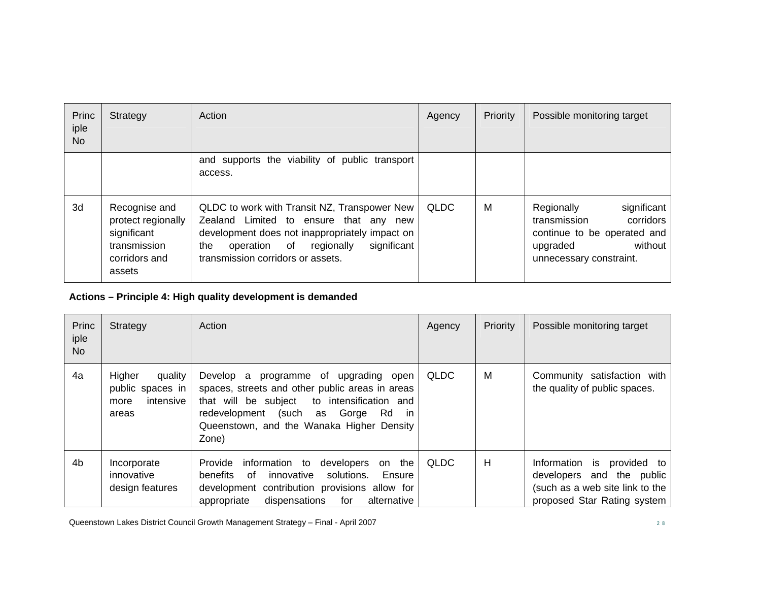| Principle No | Strategy | Action | Agency | Priority | Possible monitoring target |
|---|---|---|---|---|---|
| | | and supports the viability of public transport access. | | | |
| 3d | Recognise and protect regionally significant transmission corridors and assets | QLDC to work with Transit NZ, Transpower New Zealand Limited to ensure that any new development does not inappropriately impact on the operation of regionally significant transmission corridors or assets. | QLDC | M | Regionally significant transmission corridors continue to be operated and upgraded without unnecessary constraint. |

**Actions – Principle 4: High quality development is demanded**

| Principle No | Strategy | Action | Agency | Priority | Possible monitoring target |
|---|---|---|---|---|---|
| 4a | Higher quality public spaces in more intensive areas | Develop a programme of upgrading open spaces, streets and other public areas in areas that will be subject to intensification and redevelopment (such as Gorge Rd in Queenstown, and the Wanaka Higher Density Zone) | QLDC | M | Community satisfaction with the quality of public spaces. |
| 4b | Incorporate innovative design features | Provide information to developers on the benefits of innovative solutions. Ensure development contribution provisions allow for appropriate dispensations for alternative | QLDC | H | Information is provided to developers and the public (such as a web site link to the proposed Star Rating system |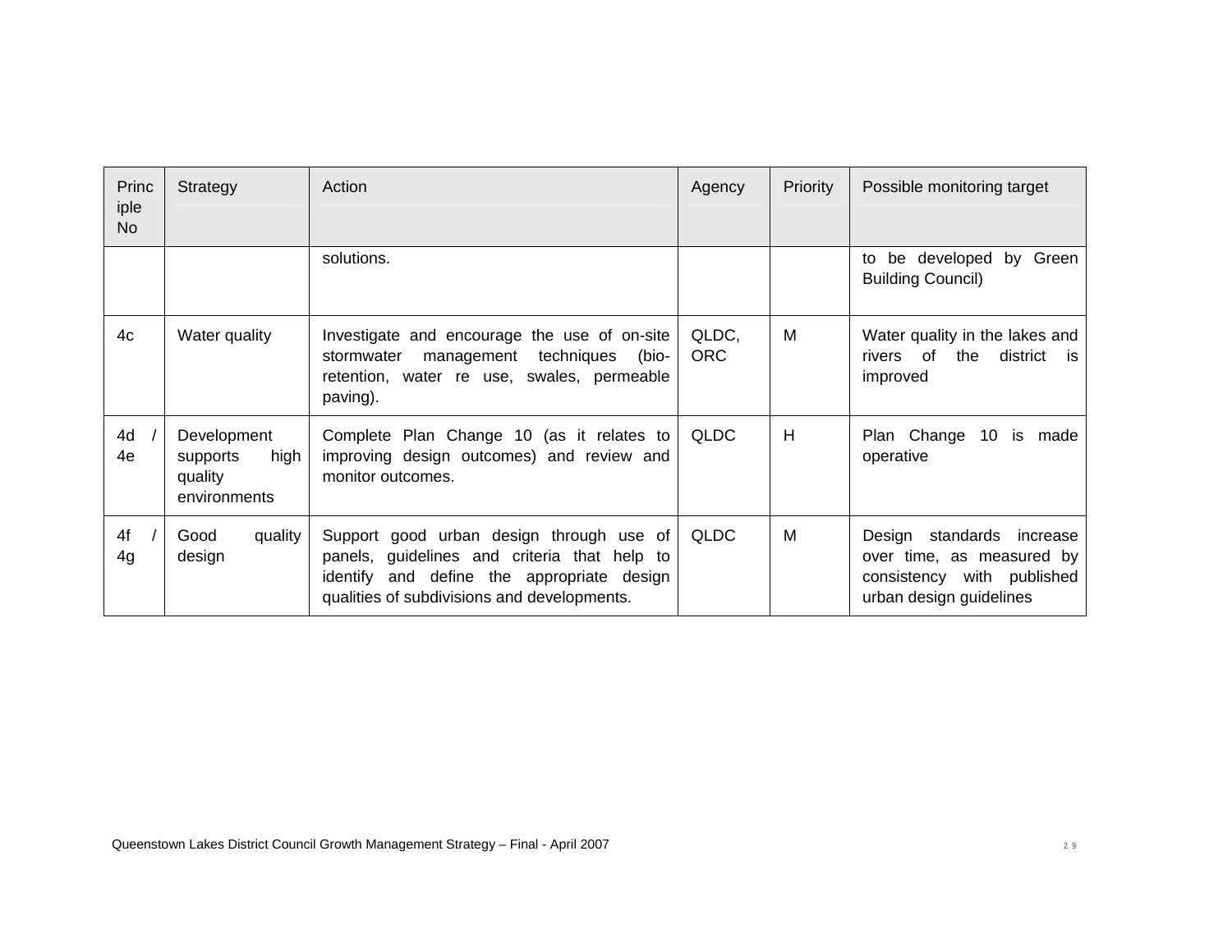| Principle No | Strategy | Action | Agency | Priority | Possible monitoring target |
|---|---|---|---|---|---|
| | | solutions. | | | to be developed by Green Building Council) |
| 4c | Water quality | Investigate and encourage the use of on-site stormwater management techniques (bio-retention, water re use, swales, permeable paving). | QLDC, ORC | M | Water quality in the lakes and rivers of the district is improved |
| 4d / 4e | Development supports high quality environments | Complete Plan Change 10 (as it relates to improving design outcomes) and review and monitor outcomes. | QLDC | H | Plan Change 10 is made operative |
| 4f / 4g | Good quality design | Support good urban design through use of panels, guidelines and criteria that help to identify and define the appropriate design qualities of subdivisions and developments. | QLDC | M | Design standards increase over time, as measured by consistency with published urban design guidelines |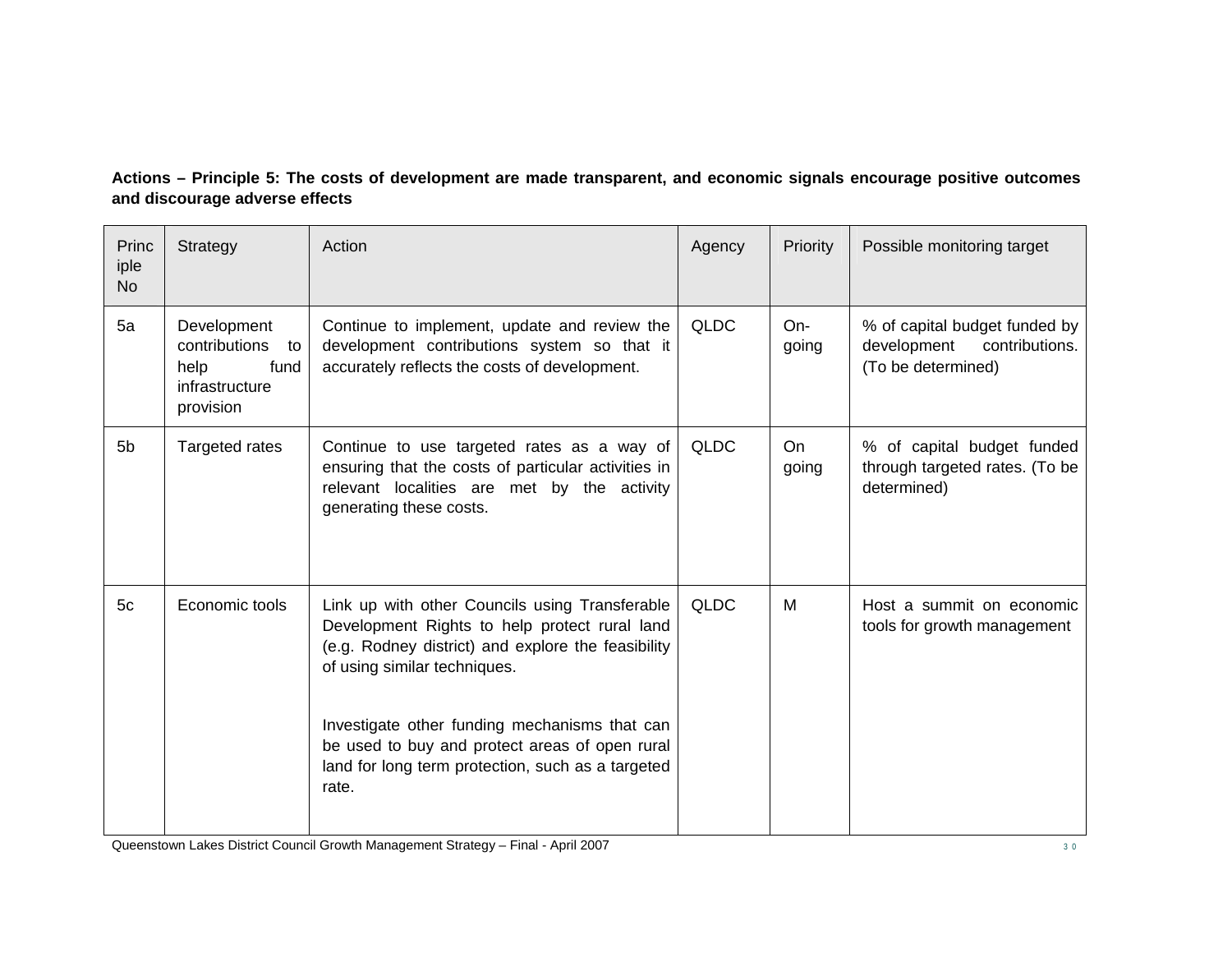**Actions – Principle 5: The costs of development are made transparent, and economic signals encourage positive outcomes and discourage adverse effects**

| Principle No | Strategy | Action | Agency | Priority | Possible monitoring target |
|---|---|---|---|---|---|
| 5a | Development contributions to help fund infrastructure provision | Continue to implement, update and review the development contributions system so that it accurately reflects the costs of development. | QLDC | On-going | % of capital budget funded by development contributions. (To be determined) |
| 5b | Targeted rates | Continue to use targeted rates as a way of ensuring that the costs of particular activities in relevant localities are met by the activity generating these costs. | QLDC | On going | % of capital budget funded through targeted rates. (To be determined) |
| 5c | Economic tools | Link up with other Councils using Transferable Development Rights to help protect rural land (e.g. Rodney district) and explore the feasibility of using similar techniques.<br><br>Investigate other funding mechanisms that can be used to buy and protect areas of open rural land for long term protection, such as a targeted rate. | QLDC | M | Host a summit on economic tools for growth management |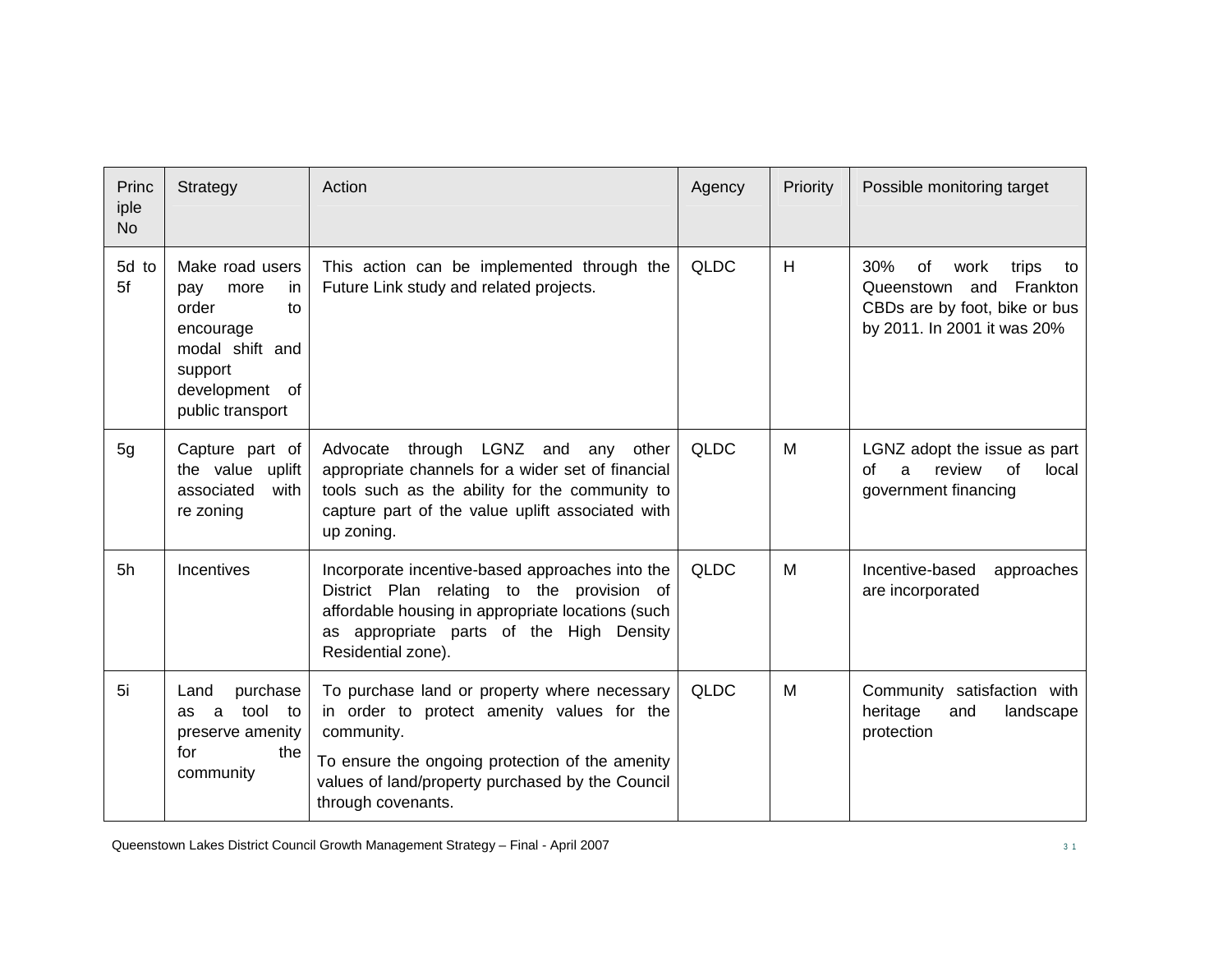| Principle No | Strategy | Action | Agency | Priority | Possible monitoring target |
|---|---|---|---|---|---|
| 5d to 5f | Make road users pay more in order to encourage modal shift and support development of public transport | This action can be implemented through the Future Link study and related projects. | QLDC | H | 30% of work trips to Queenstown and Frankton CBDs are by foot, bike or bus by 2011. In 2001 it was 20% |
| 5g | Capture part of the value uplift associated with re zoning | Advocate through LGNZ and any other appropriate channels for a wider set of financial tools such as the ability for the community to capture part of the value uplift associated with up zoning. | QLDC | M | LGNZ adopt the issue as part of a review of local government financing |
| 5h | Incentives | Incorporate incentive-based approaches into the District Plan relating to the provision of affordable housing in appropriate locations (such as appropriate parts of the High Density Residential zone). | QLDC | M | Incentive-based approaches are incorporated |
| 5i | Land purchase as a tool to preserve amenity for the community | To purchase land or property where necessary in order to protect amenity values for the community.<br><br>To ensure the ongoing protection of the amenity values of land/property purchased by the Council through covenants. | QLDC | M | Community satisfaction with heritage and landscape protection |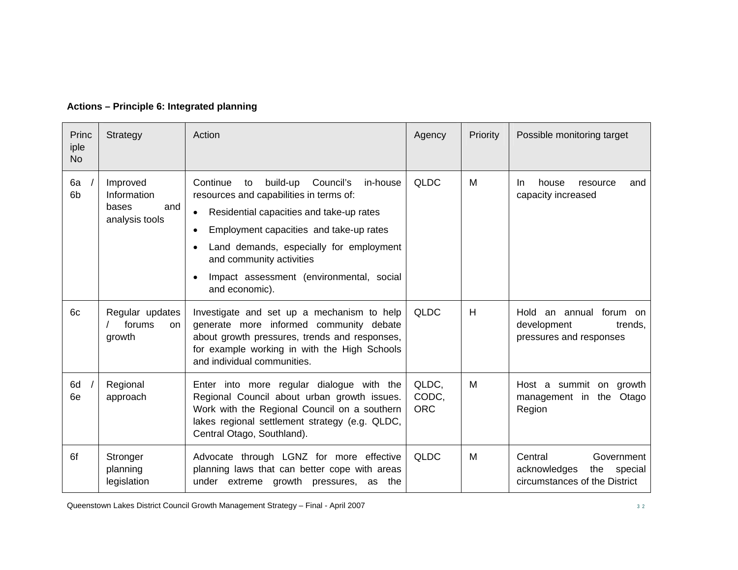**Actions – Principle 6: Integrated planning**

| Principle No | Strategy | Action | Agency | Priority | Possible monitoring target |
|---|---|---|---|---|---|
| 6a / 6b | Improved Information bases and analysis tools | Continue to build-up Council's in-house resources and capabilities in terms of:<br>• Residential capacities and take-up rates<br>• Employment capacities and take-up rates<br>• Land demands, especially for employment and community activities<br>• Impact assessment (environmental, social and economic). | QLDC | M | In house resource and capacity increased |
| 6c | Regular updates / forums on growth | Investigate and set up a mechanism to help generate more informed community debate about growth pressures, trends and responses, for example working in with the High Schools and individual communities. | QLDC | H | Hold an annual forum on development trends, pressures and responses |
| 6d / 6e | Regional approach | Enter into more regular dialogue with the Regional Council about urban growth issues. Work with the Regional Council on a southern lakes regional settlement strategy (e.g. QLDC, Central Otago, Southland). | QLDC, CODC, ORC | M | Host a summit on growth management in the Otago Region |
| 6f | Stronger planning legislation | Advocate through LGNZ for more effective planning laws that can better cope with areas under extreme growth pressures, as the | QLDC | M | Central Government acknowledges the special circumstances of the District |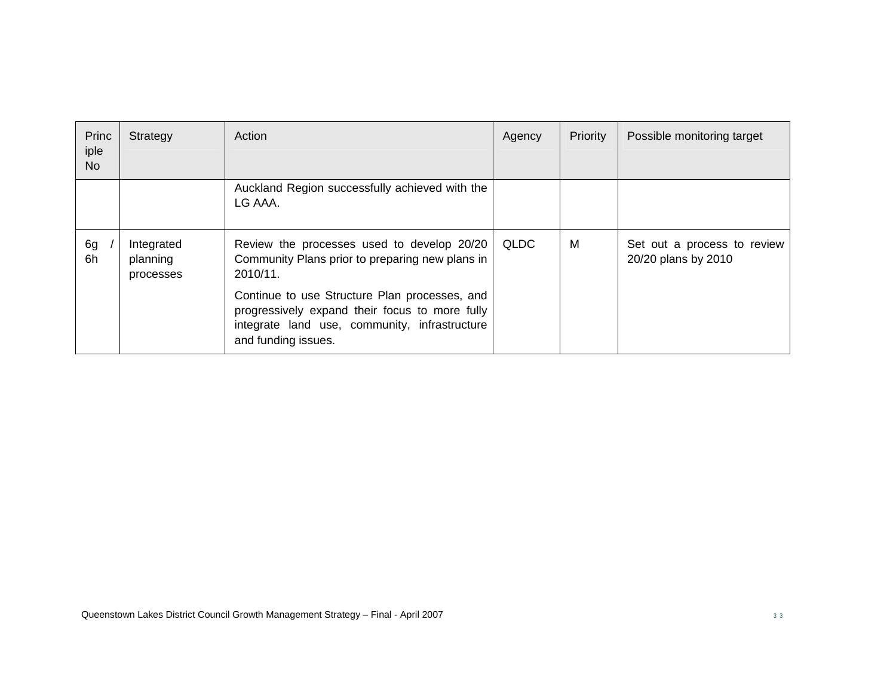| Principle No | Strategy | Action | Agency | Priority | Possible monitoring target |
|---|---|---|---|---|---|
| | | Auckland Region successfully achieved with the LG AAA. | | | |
| 6g / 6h | Integrated planning processes | Review the processes used to develop 20/20 Community Plans prior to preparing new plans in 2010/11.<br><br>Continue to use Structure Plan processes, and progressively expand their focus to more fully integrate land use, community, infrastructure and funding issues. | QLDC | M | Set out a process to review 20/20 plans by 2010 |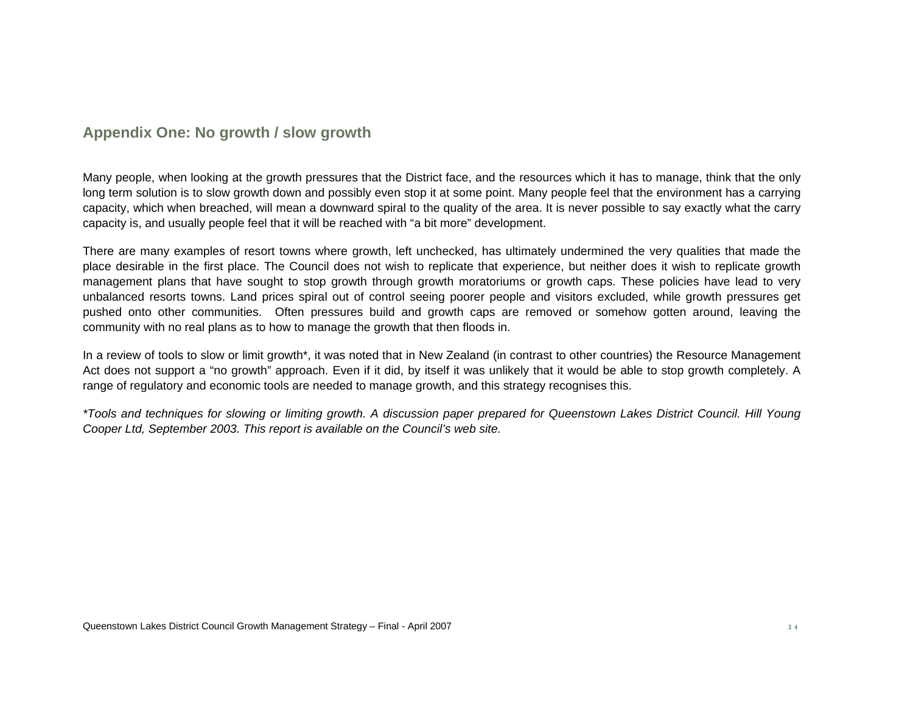## Appendix One: No growth / slow growth

Many people, when looking at the growth pressures that the District face, and the resources which it has to manage, think that the only long term solution is to slow growth down and possibly even stop it at some point. Many people feel that the environment has a carrying capacity, which when breached, will mean a downward spiral to the quality of the area. It is never possible to say exactly what the carry capacity is, and usually people feel that it will be reached with "a bit more" development.

There are many examples of resort towns where growth, left unchecked, has ultimately undermined the very qualities that made the place desirable in the first place. The Council does not wish to replicate that experience, but neither does it wish to replicate growth management plans that have sought to stop growth through growth moratoriums or growth caps. These policies have lead to very unbalanced resorts towns. Land prices spiral out of control seeing poorer people and visitors excluded, while growth pressures get pushed onto other communities. Often pressures build and growth caps are removed or somehow gotten around, leaving the community with no real plans as to how to manage the growth that then floods in.

In a review of tools to slow or limit growth*, it was noted that in New Zealand (in contrast to other countries) the Resource Management Act does not support a "no growth" approach. Even if it did, by itself it was unlikely that it would be able to stop growth completely. A range of regulatory and economic tools are needed to manage growth, and this strategy recognises this.

*\*Tools and techniques for slowing or limiting growth. A discussion paper prepared for Queenstown Lakes District Council. Hill Young Cooper Ltd, September 2003. This report is available on the Council's web site.*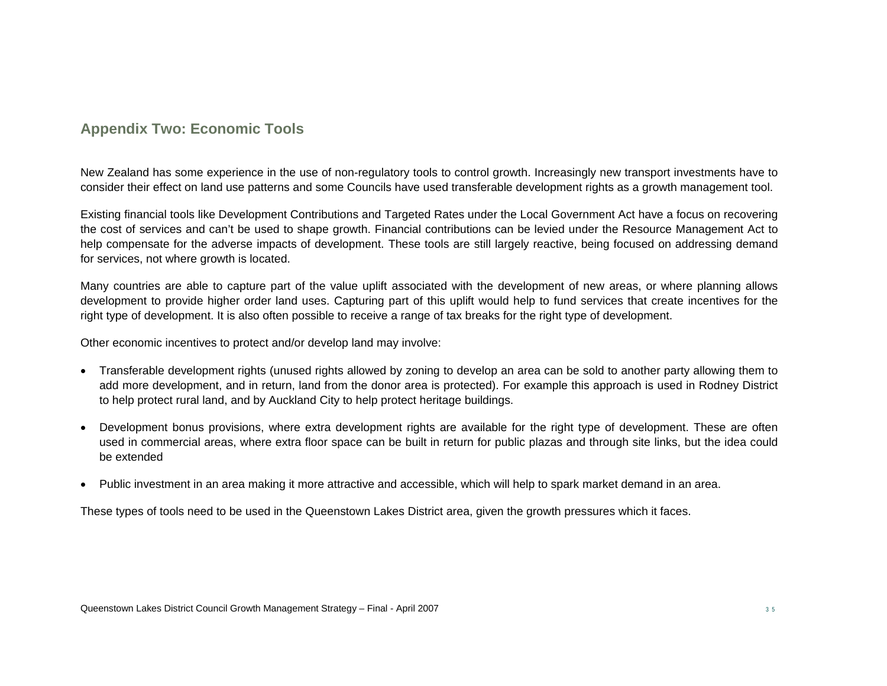## Appendix Two: Economic Tools

New Zealand has some experience in the use of non-regulatory tools to control growth. Increasingly new transport investments have to consider their effect on land use patterns and some Councils have used transferable development rights as a growth management tool.

Existing financial tools like Development Contributions and Targeted Rates under the Local Government Act have a focus on recovering the cost of services and can't be used to shape growth. Financial contributions can be levied under the Resource Management Act to help compensate for the adverse impacts of development. These tools are still largely reactive, being focused on addressing demand for services, not where growth is located.

Many countries are able to capture part of the value uplift associated with the development of new areas, or where planning allows development to provide higher order land uses. Capturing part of this uplift would help to fund services that create incentives for the right type of development. It is also often possible to receive a range of tax breaks for the right type of development.

Other economic incentives to protect and/or develop land may involve:

- Transferable development rights (unused rights allowed by zoning to develop an area can be sold to another party allowing them to add more development, and in return, land from the donor area is protected). For example this approach is used in Rodney District to help protect rural land, and by Auckland City to help protect heritage buildings.
- Development bonus provisions, where extra development rights are available for the right type of development. These are often used in commercial areas, where extra floor space can be built in return for public plazas and through site links, but the idea could be extended
- Public investment in an area making it more attractive and accessible, which will help to spark market demand in an area.

These types of tools need to be used in the Queenstown Lakes District area, given the growth pressures which it faces.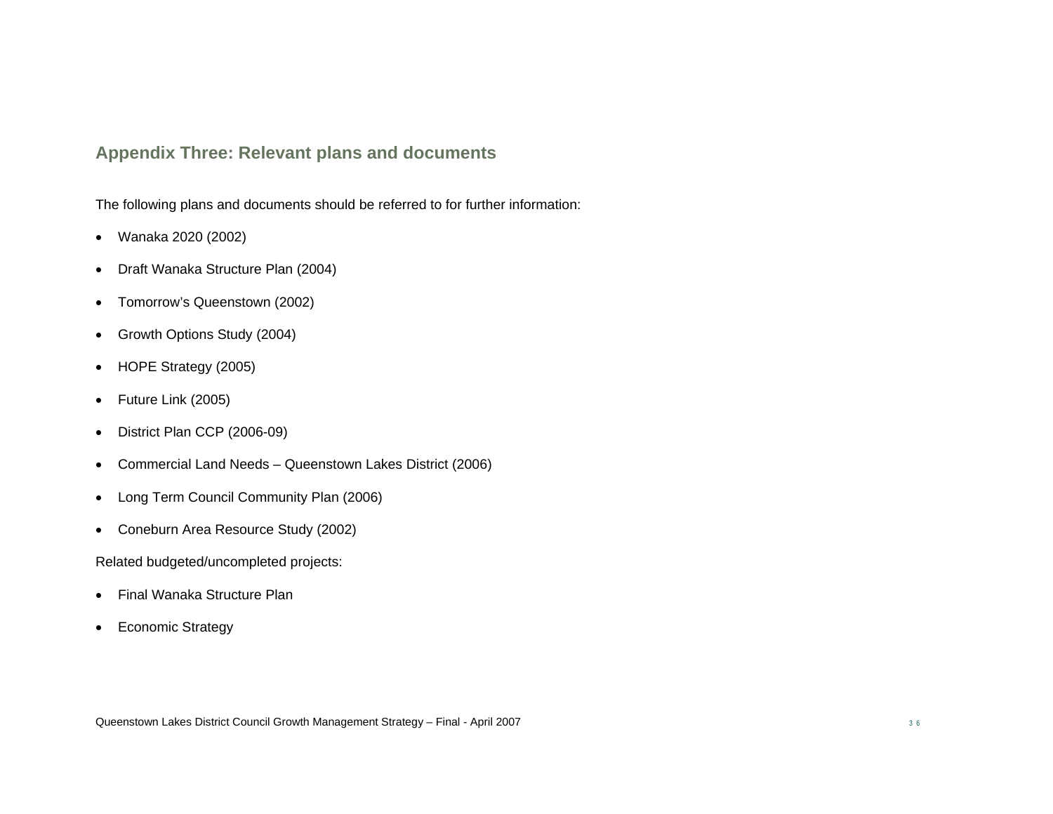## Appendix Three: Relevant plans and documents

The following plans and documents should be referred to for further information:

- Wanaka 2020 (2002)
- Draft Wanaka Structure Plan (2004)
- Tomorrow's Queenstown (2002)
- Growth Options Study (2004)
- HOPE Strategy (2005)
- Future Link (2005)
- District Plan CCP (2006-09)
- Commercial Land Needs – Queenstown Lakes District (2006)
- Long Term Council Community Plan (2006)
- Coneburn Area Resource Study (2002)

Related budgeted/uncompleted projects:

- Final Wanaka Structure Plan
- Economic Strategy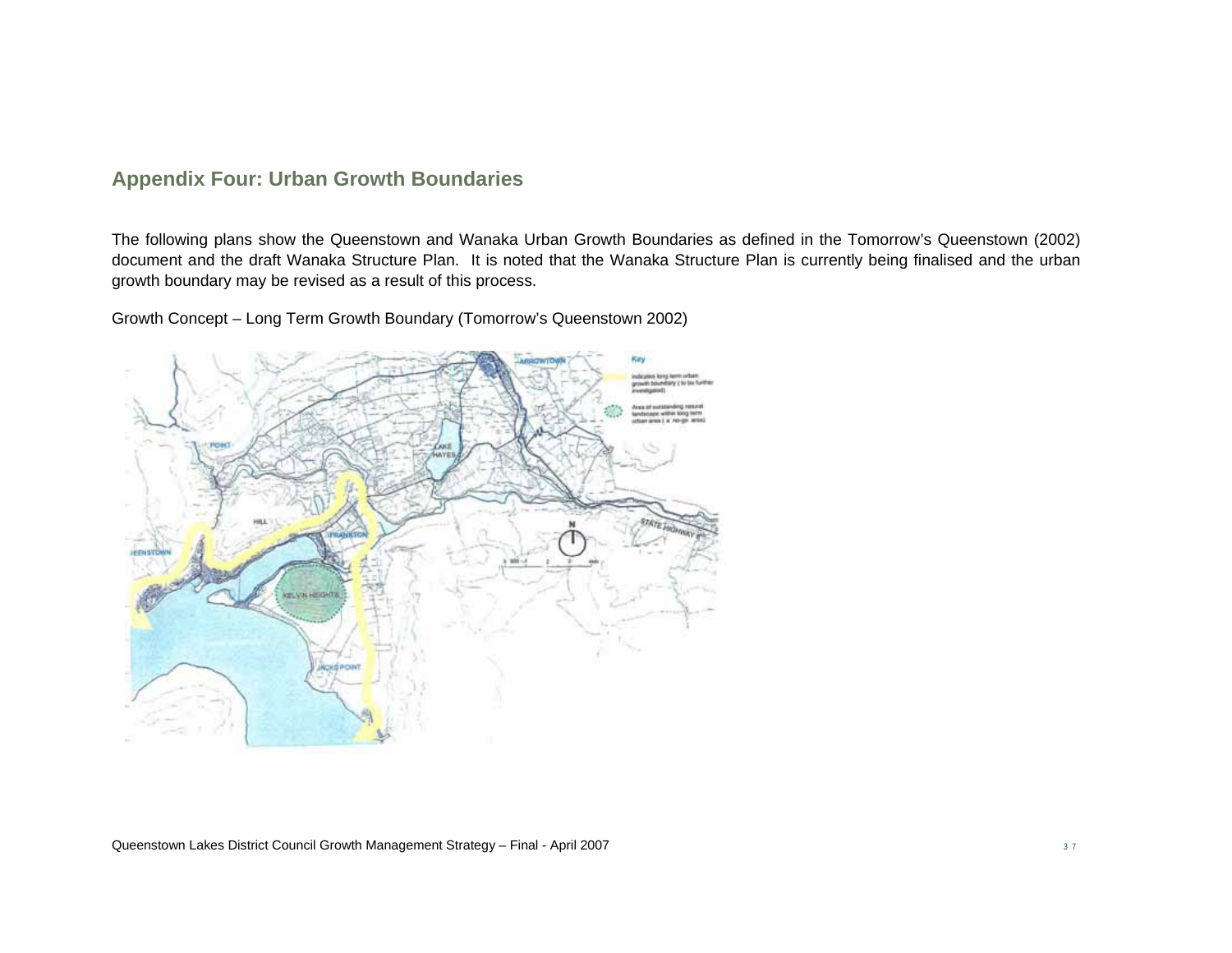## Appendix Four: Urban Growth Boundaries

The following plans show the Queenstown and Wanaka Urban Growth Boundaries as defined in the Tomorrow's Queenstown (2002) document and the draft Wanaka Structure Plan. It is noted that the Wanaka Structure Plan is currently being finalised and the urban growth boundary may be revised as a result of this process.

Growth Concept – Long Term Growth Boundary (Tomorrow's Queenstown 2002)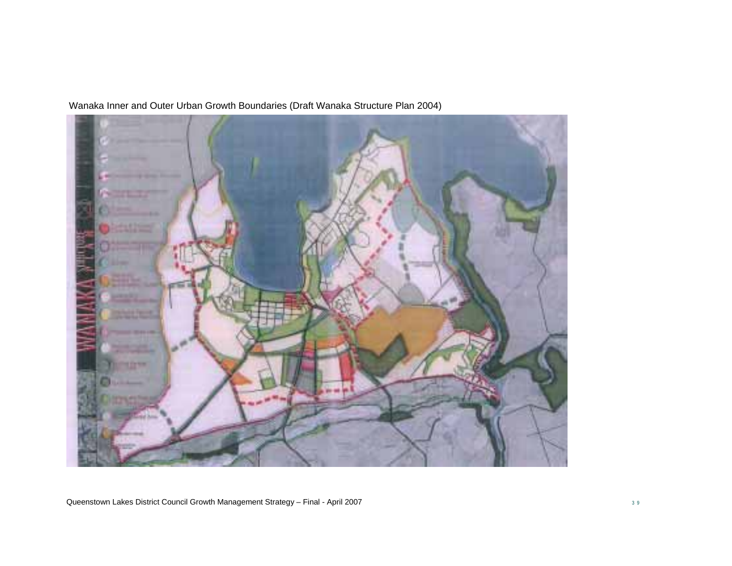Wanaka Inner and Outer Urban Growth Boundaries (Draft Wanaka Structure Plan 2004)